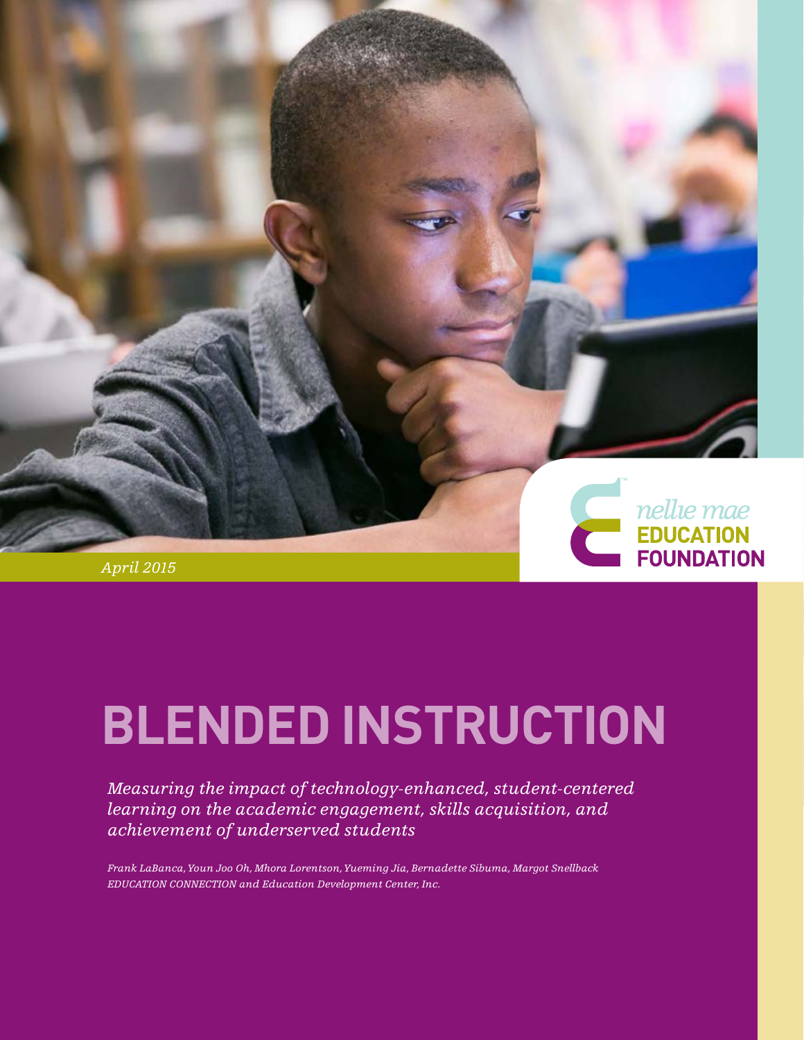nellie mae EDUCATION FOUNDATION

*April 2015*

# BLENDED INSTRUCTION

*Measuring the impact of technology-enhanced, student-centered learning on the academic engagement, skills acquisition, and achievement of underserved students*

*Frank LaBanca, Youn Joo Oh, Mhora Lorentson, Yueming Jia, Bernadette Sibuma, Margot Snellback*
*EDUCATION CONNECTION and Education Development Center, Inc.*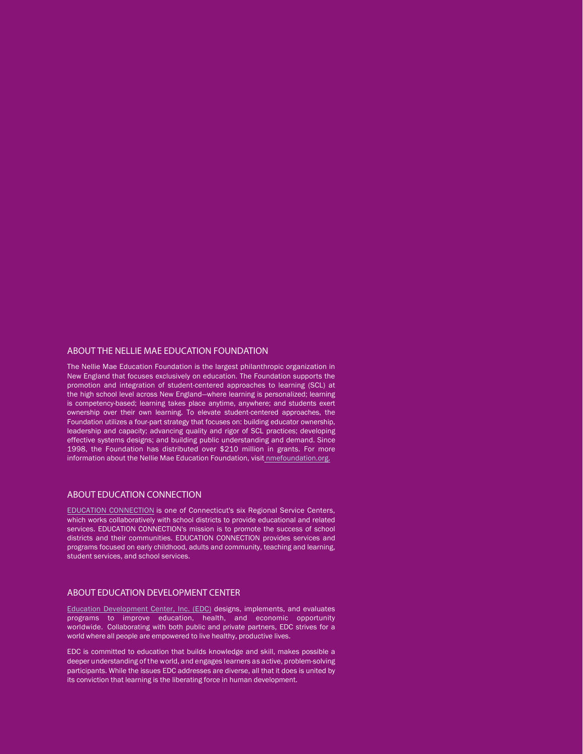## ABOUT THE NELLIE MAE EDUCATION FOUNDATION

The Nellie Mae Education Foundation is the largest philanthropic organization in New England that focuses exclusively on education. The Foundation supports the promotion and integration of student-centered approaches to learning (SCL) at the high school level across New England—where learning is personalized; learning is competency-based; learning takes place anytime, anywhere; and students exert ownership over their own learning. To elevate student-centered approaches, the Foundation utilizes a four-part strategy that focuses on: building educator ownership, leadership and capacity; advancing quality and rigor of SCL practices; developing effective systems designs; and building public understanding and demand. Since 1998, the Foundation has distributed over $210 million in grants. For more information about the Nellie Mae Education Foundation, visit nmefoundation.org.

## ABOUT EDUCATION CONNECTION

EDUCATION CONNECTION is one of Connecticut's six Regional Service Centers, which works collaboratively with school districts to provide educational and related services. EDUCATION CONNECTION's mission is to promote the success of school districts and their communities. EDUCATION CONNECTION provides services and programs focused on early childhood, adults and community, teaching and learning, student services, and school services.

## ABOUT EDUCATION DEVELOPMENT CENTER

Education Development Center, Inc. (EDC) designs, implements, and evaluates programs to improve education, health, and economic opportunity worldwide. Collaborating with both public and private partners, EDC strives for a world where all people are empowered to live healthy, productive lives.

EDC is committed to education that builds knowledge and skill, makes possible a deeper understanding of the world, and engages learners as active, problem-solving participants. While the issues EDC addresses are diverse, all that it does is united by its conviction that learning is the liberating force in human development.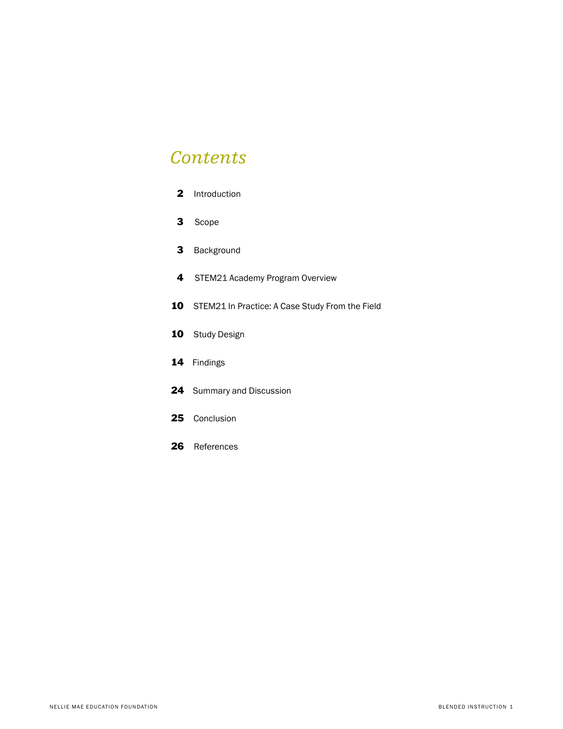# *Contents*

**2** Introduction

**3** Scope

**3** Background

**4** STEM21 Academy Program Overview

**10** STEM21 In Practice: A Case Study From the Field

**10** Study Design

**14** Findings

**24** Summary and Discussion

**25** Conclusion

**26** References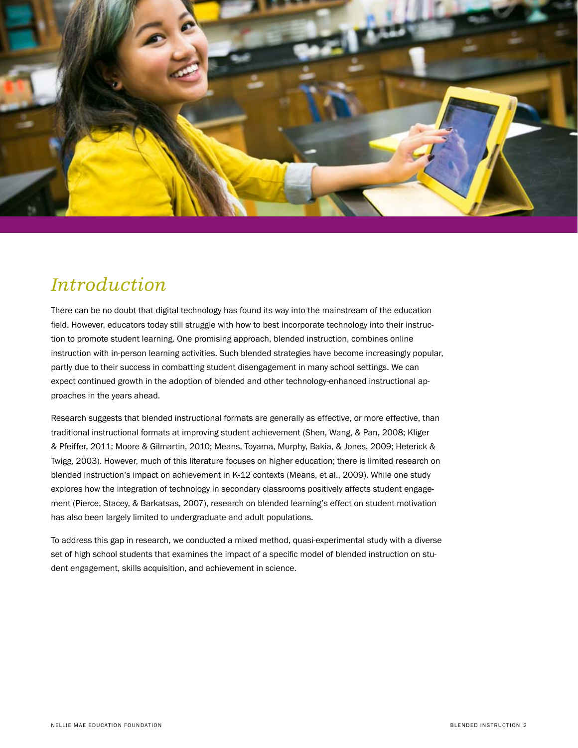# *Introduction*

There can be no doubt that digital technology has found its way into the mainstream of the education field. However, educators today still struggle with how to best incorporate technology into their instruction to promote student learning. One promising approach, blended instruction, combines online instruction with in-person learning activities. Such blended strategies have become increasingly popular, partly due to their success in combatting student disengagement in many school settings. We can expect continued growth in the adoption of blended and other technology-enhanced instructional approaches in the years ahead.

Research suggests that blended instructional formats are generally as effective, or more effective, than traditional instructional formats at improving student achievement (Shen, Wang, & Pan, 2008; Kliger & Pfeiffer, 2011; Moore & Gilmartin, 2010; Means, Toyama, Murphy, Bakia, & Jones, 2009; Heterick & Twigg, 2003). However, much of this literature focuses on higher education; there is limited research on blended instruction's impact on achievement in K-12 contexts (Means, et al., 2009). While one study explores how the integration of technology in secondary classrooms positively affects student engagement (Pierce, Stacey, & Barkatsas, 2007), research on blended learning's effect on student motivation has also been largely limited to undergraduate and adult populations.

To address this gap in research, we conducted a mixed method, quasi-experimental study with a diverse set of high school students that examines the impact of a specific model of blended instruction on student engagement, skills acquisition, and achievement in science.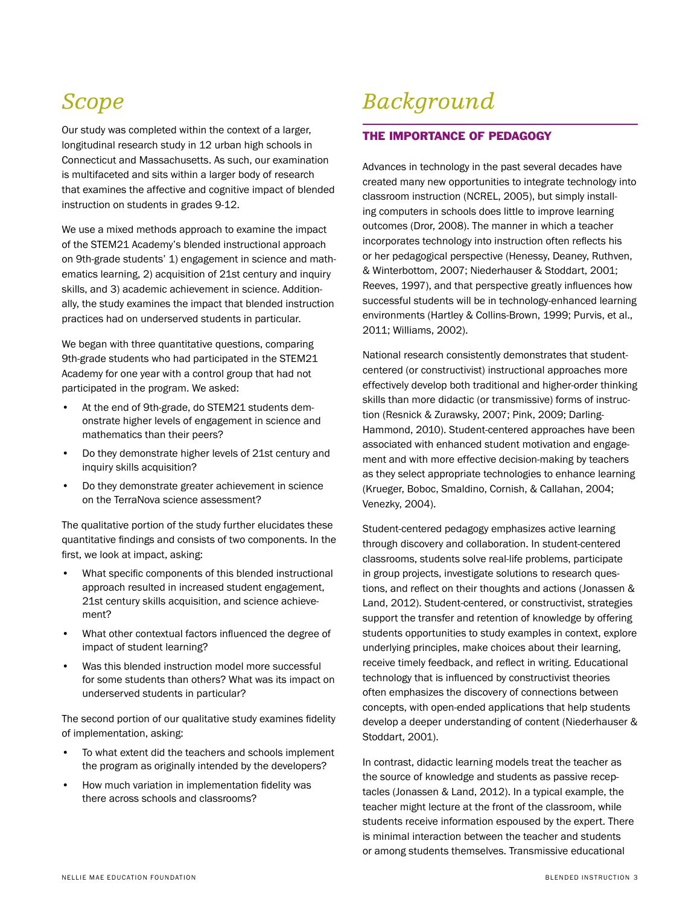# *Scope*

Our study was completed within the context of a larger, longitudinal research study in 12 urban high schools in Connecticut and Massachusetts. As such, our examination is multifaceted and sits within a larger body of research that examines the affective and cognitive impact of blended instruction on students in grades 9-12.

We use a mixed methods approach to examine the impact of the STEM21 Academy's blended instructional approach on 9th-grade students' 1) engagement in science and mathematics learning, 2) acquisition of 21st century and inquiry skills, and 3) academic achievement in science. Additionally, the study examines the impact that blended instruction practices had on underserved students in particular.

We began with three quantitative questions, comparing 9th-grade students who had participated in the STEM21 Academy for one year with a control group that had not participated in the program. We asked:

- At the end of 9th-grade, do STEM21 students demonstrate higher levels of engagement in science and mathematics than their peers?
- Do they demonstrate higher levels of 21st century and inquiry skills acquisition?
- Do they demonstrate greater achievement in science on the TerraNova science assessment?

The qualitative portion of the study further elucidates these quantitative findings and consists of two components. In the first, we look at impact, asking:

- What specific components of this blended instructional approach resulted in increased student engagement, 21st century skills acquisition, and science achievement?
- What other contextual factors influenced the degree of impact of student learning?
- Was this blended instruction model more successful for some students than others? What was its impact on underserved students in particular?

The second portion of our qualitative study examines fidelity of implementation, asking:

- To what extent did the teachers and schools implement the program as originally intended by the developers?
- How much variation in implementation fidelity was there across schools and classrooms?

# *Background*

## THE IMPORTANCE OF PEDAGOGY

Advances in technology in the past several decades have created many new opportunities to integrate technology into classroom instruction (NCREL, 2005), but simply installing computers in schools does little to improve learning outcomes (Dror, 2008). The manner in which a teacher incorporates technology into instruction often reflects his or her pedagogical perspective (Henessy, Deaney, Ruthven, & Winterbottom, 2007; Niederhauser & Stoddart, 2001; Reeves, 1997), and that perspective greatly influences how successful students will be in technology-enhanced learning environments (Hartley & Collins-Brown, 1999; Purvis, et al., 2011; Williams, 2002).

National research consistently demonstrates that student-centered (or constructivist) instructional approaches more effectively develop both traditional and higher-order thinking skills than more didactic (or transmissive) forms of instruction (Resnick & Zurawsky, 2007; Pink, 2009; Darling-Hammond, 2010). Student-centered approaches have been associated with enhanced student motivation and engagement and with more effective decision-making by teachers as they select appropriate technologies to enhance learning (Krueger, Boboc, Smaldino, Cornish, & Callahan, 2004; Venezky, 2004).

Student-centered pedagogy emphasizes active learning through discovery and collaboration. In student-centered classrooms, students solve real-life problems, participate in group projects, investigate solutions to research questions, and reflect on their thoughts and actions (Jonassen & Land, 2012). Student-centered, or constructivist, strategies support the transfer and retention of knowledge by offering students opportunities to study examples in context, explore underlying principles, make choices about their learning, receive timely feedback, and reflect in writing. Educational technology that is influenced by constructivist theories often emphasizes the discovery of connections between concepts, with open-ended applications that help students develop a deeper understanding of content (Niederhauser & Stoddart, 2001).

In contrast, didactic learning models treat the teacher as the source of knowledge and students as passive receptacles (Jonassen & Land, 2012). In a typical example, the teacher might lecture at the front of the classroom, while students receive information espoused by the expert. There is minimal interaction between the teacher and students or among students themselves. Transmissive educational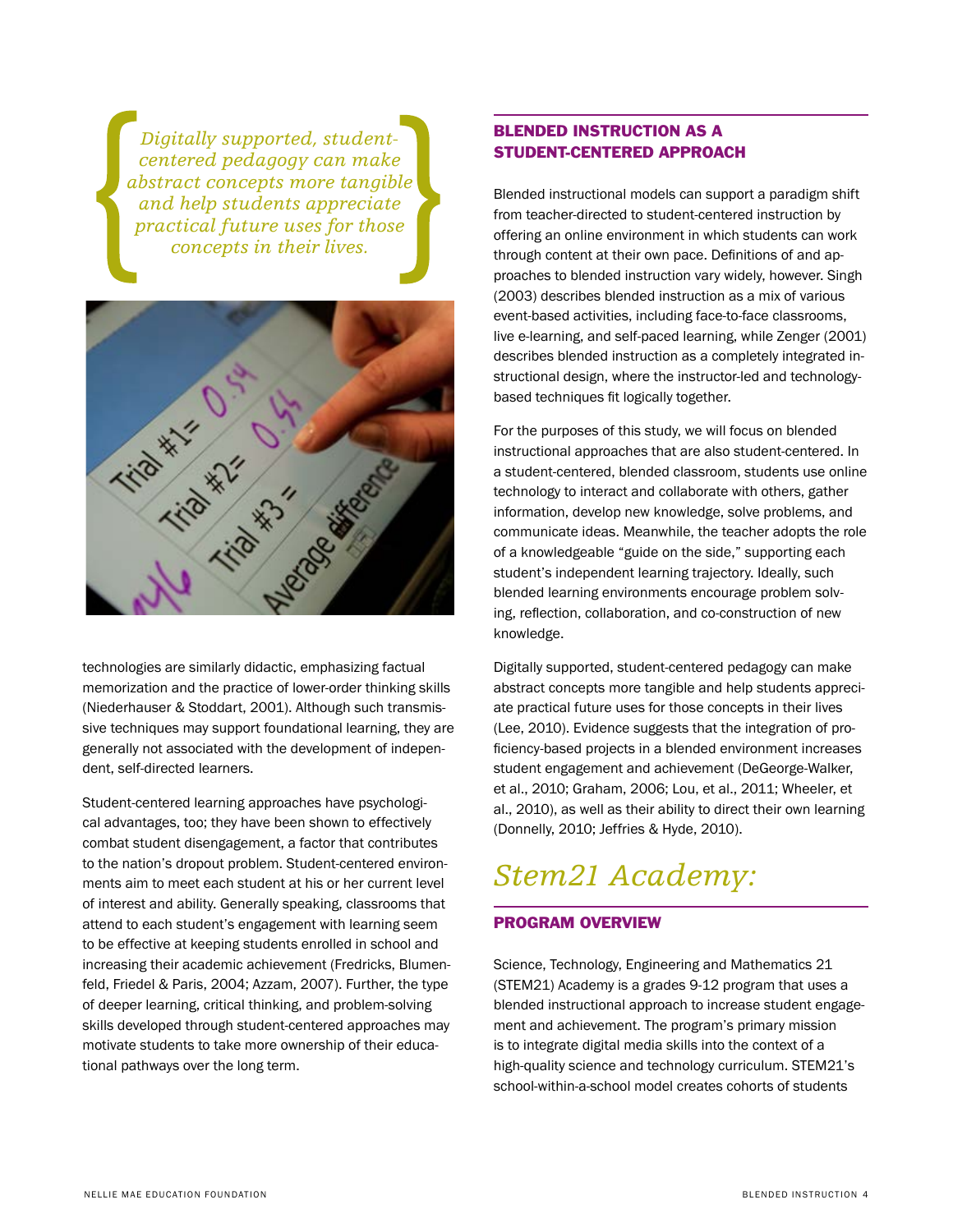*Digitally supported, student-centered pedagogy can make abstract concepts more tangible and help students appreciate practical future uses for those concepts in their lives.*

technologies are similarly didactic, emphasizing factual memorization and the practice of lower-order thinking skills (Niederhauser & Stoddart, 2001). Although such transmissive techniques may support foundational learning, they are generally not associated with the development of independent, self-directed learners.

Student-centered learning approaches have psychological advantages, too; they have been shown to effectively combat student disengagement, a factor that contributes to the nation's dropout problem. Student-centered environments aim to meet each student at his or her current level of interest and ability. Generally speaking, classrooms that attend to each student's engagement with learning seem to be effective at keeping students enrolled in school and increasing their academic achievement (Fredricks, Blumenfeld, Friedel & Paris, 2004; Azzam, 2007). Further, the type of deeper learning, critical thinking, and problem-solving skills developed through student-centered approaches may motivate students to take more ownership of their educational pathways over the long term.

## BLENDED INSTRUCTION AS A STUDENT-CENTERED APPROACH

Blended instructional models can support a paradigm shift from teacher-directed to student-centered instruction by offering an online environment in which students can work through content at their own pace. Definitions of and approaches to blended instruction vary widely, however. Singh (2003) describes blended instruction as a mix of various event-based activities, including face-to-face classrooms, live e-learning, and self-paced learning, while Zenger (2001) describes blended instruction as a completely integrated instructional design, where the instructor-led and technology-based techniques fit logically together.

For the purposes of this study, we will focus on blended instructional approaches that are also student-centered. In a student-centered, blended classroom, students use online technology to interact and collaborate with others, gather information, develop new knowledge, solve problems, and communicate ideas. Meanwhile, the teacher adopts the role of a knowledgeable "guide on the side," supporting each student's independent learning trajectory. Ideally, such blended learning environments encourage problem solving, reflection, collaboration, and co-construction of new knowledge.

Digitally supported, student-centered pedagogy can make abstract concepts more tangible and help students appreciate practical future uses for those concepts in their lives (Lee, 2010). Evidence suggests that the integration of proficiency-based projects in a blended environment increases student engagement and achievement (DeGeorge-Walker, et al., 2010; Graham, 2006; Lou, et al., 2011; Wheeler, et al., 2010), as well as their ability to direct their own learning (Donnelly, 2010; Jeffries & Hyde, 2010).

# *Stem21 Academy:*

## PROGRAM OVERVIEW

Science, Technology, Engineering and Mathematics 21 (STEM21) Academy is a grades 9-12 program that uses a blended instructional approach to increase student engagement and achievement. The program's primary mission is to integrate digital media skills into the context of a high-quality science and technology curriculum. STEM21's school-within-a-school model creates cohorts of students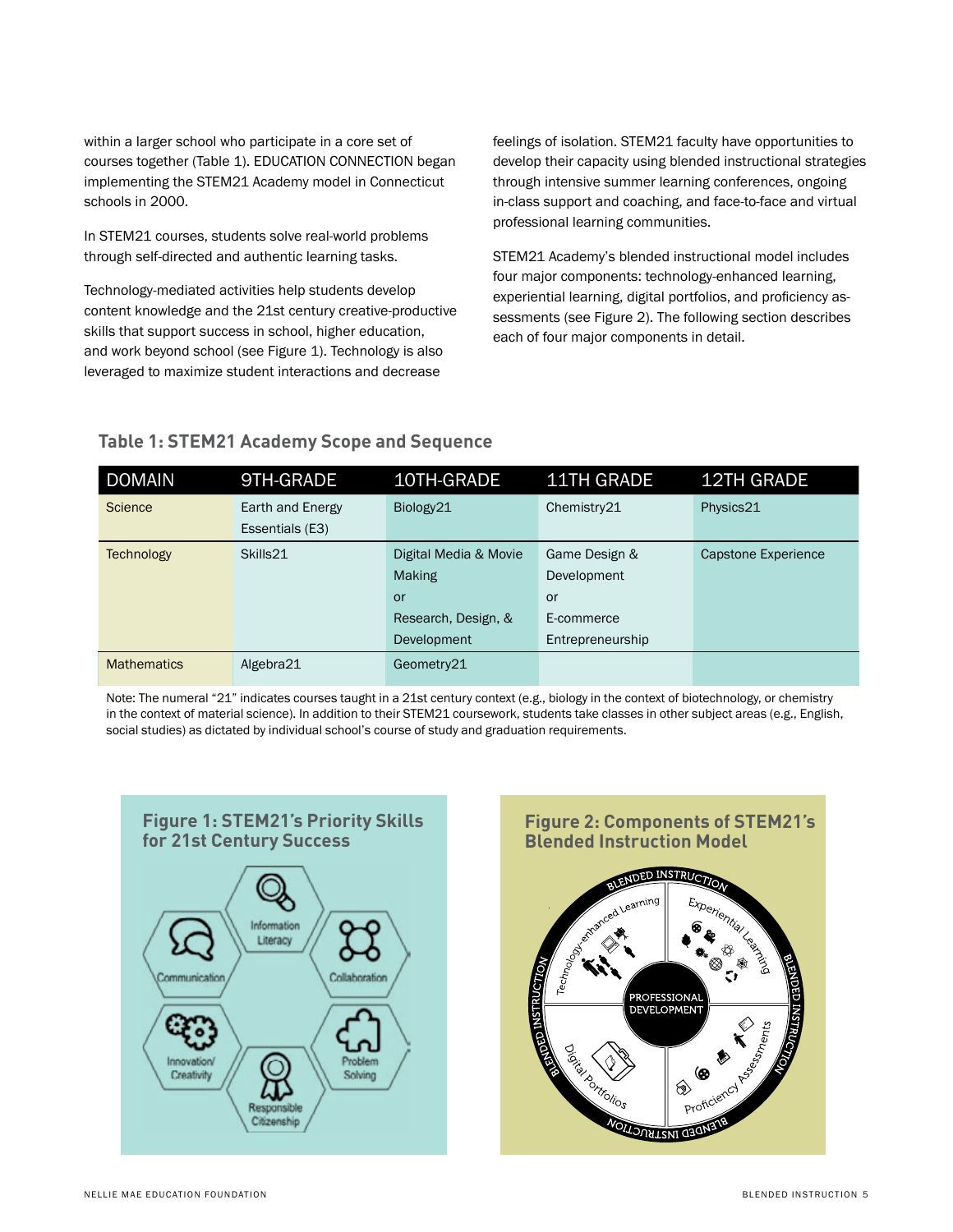within a larger school who participate in a core set of courses together (Table 1). EDUCATION CONNECTION began implementing the STEM21 Academy model in Connecticut schools in 2000.

In STEM21 courses, students solve real-world problems through self-directed and authentic learning tasks.

Technology-mediated activities help students develop content knowledge and the 21st century creative-productive skills that support success in school, higher education, and work beyond school (see Figure 1). Technology is also leveraged to maximize student interactions and decrease feelings of isolation. STEM21 faculty have opportunities to develop their capacity using blended instructional strategies through intensive summer learning conferences, ongoing in-class support and coaching, and face-to-face and virtual professional learning communities.

STEM21 Academy's blended instructional model includes four major components: technology-enhanced learning, experiential learning, digital portfolios, and proficiency assessments (see Figure 2). The following section describes each of four major components in detail.

### Table 1: STEM21 Academy Scope and Sequence

| DOMAIN | 9TH-GRADE | 10TH-GRADE | 11TH GRADE | 12TH GRADE |
|---|---|---|---|---|
| Science | Earth and Energy Essentials (E3) | Biology21 | Chemistry21 | Physics21 |
| Technology | Skills21 | Digital Media & Movie Making or Research, Design, & Development | Game Design & Development or E-commerce Entrepreneurship | Capstone Experience |
| Mathematics | Algebra21 | Geometry21 | | |

Note: The numeral "21" indicates courses taught in a 21st century context (e.g., biology in the context of biotechnology, or chemistry in the context of material science). In addition to their STEM21 coursework, students take classes in other subject areas (e.g., English, social studies) as dictated by individual school's course of study and graduation requirements.

### Figure 1: STEM21's Priority Skills for 21st Century Success

Information Literacy, Communication, Collaboration, Innovation/Creativity, Problem Solving, Responsible Citizenship

### Figure 2: Components of STEM21's Blended Instruction Model

Blended Instruction: Technology-enhanced Learning, Experiential Learning, Digital Portfolios, Proficiency Assessments; center: Professional Development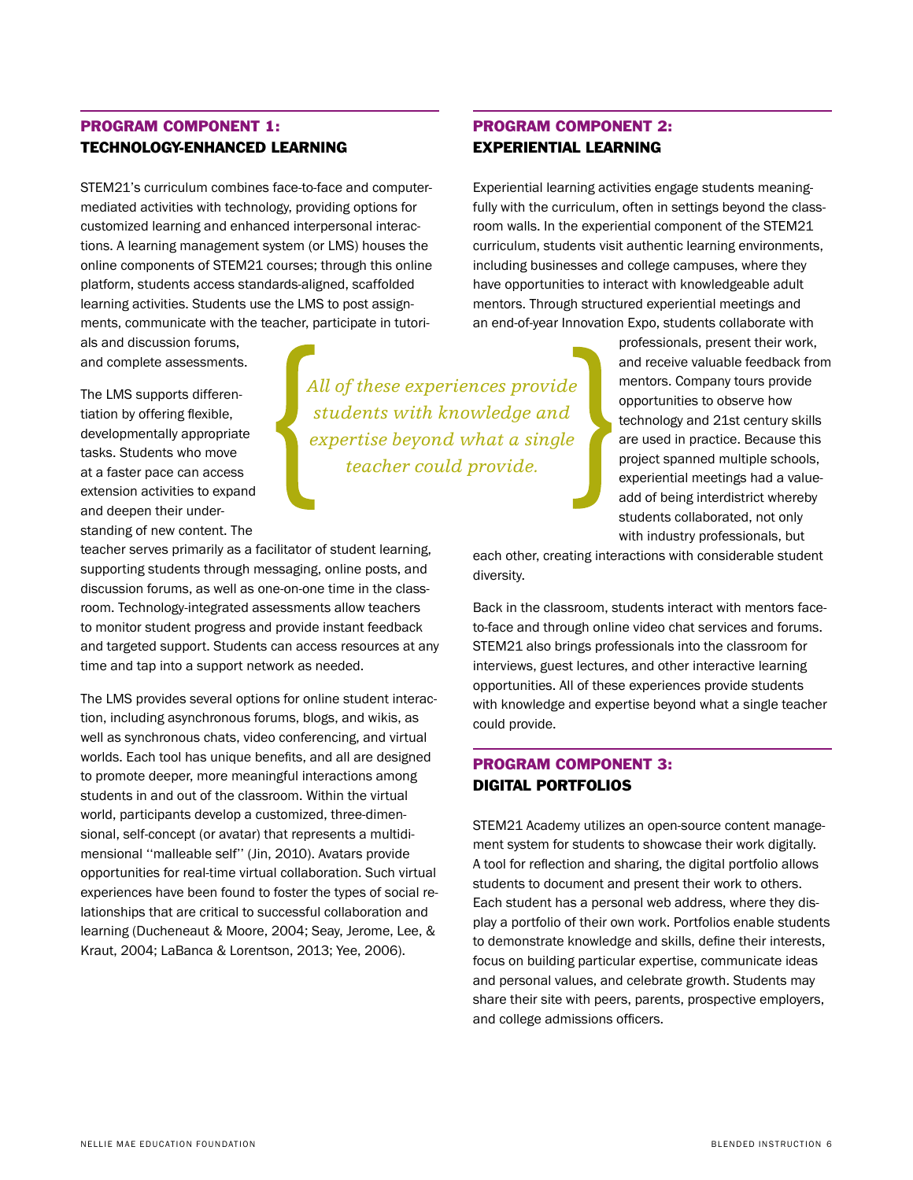## PROGRAM COMPONENT 1: TECHNOLOGY-ENHANCED LEARNING

STEM21's curriculum combines face-to-face and computer-mediated activities with technology, providing options for customized learning and enhanced interpersonal interactions. A learning management system (or LMS) houses the online components of STEM21 courses; through this online platform, students access standards-aligned, scaffolded learning activities. Students use the LMS to post assignments, communicate with the teacher, participate in tutorials and discussion forums, and complete assessments.

The LMS supports differentiation by offering flexible, developmentally appropriate tasks. Students who move at a faster pace can access extension activities to expand and deepen their understanding of new content. The teacher serves primarily as a facilitator of student learning, supporting students through messaging, online posts, and discussion forums, as well as one-on-one time in the classroom. Technology-integrated assessments allow teachers to monitor student progress and provide instant feedback and targeted support. Students can access resources at any time and tap into a support network as needed.

The LMS provides several options for online student interaction, including asynchronous forums, blogs, and wikis, as well as synchronous chats, video conferencing, and virtual worlds. Each tool has unique benefits, and all are designed to promote deeper, more meaningful interactions among students in and out of the classroom. Within the virtual world, participants develop a customized, three-dimensional, self-concept (or avatar) that represents a multidimensional ''malleable self'' (Jin, 2010). Avatars provide opportunities for real-time virtual collaboration. Such virtual experiences have been found to foster the types of social relationships that are critical to successful collaboration and learning (Ducheneaut & Moore, 2004; Seay, Jerome, Lee, & Kraut, 2004; LaBanca & Lorentson, 2013; Yee, 2006).

> *All of these experiences provide students with knowledge and expertise beyond what a single teacher could provide.*

## PROGRAM COMPONENT 2: EXPERIENTIAL LEARNING

Experiential learning activities engage students meaningfully with the curriculum, often in settings beyond the classroom walls. In the experiential component of the STEM21 curriculum, students visit authentic learning environments, including businesses and college campuses, where they have opportunities to interact with knowledgeable adult mentors. Through structured experiential meetings and an end-of-year Innovation Expo, students collaborate with professionals, present their work, and receive valuable feedback from mentors. Company tours provide opportunities to observe how technology and 21st century skills are used in practice. Because this project spanned multiple schools, experiential meetings had a value-add of being interdistrict whereby students collaborated, not only with industry professionals, but each other, creating interactions with considerable student diversity.

Back in the classroom, students interact with mentors face-to-face and through online video chat services and forums. STEM21 also brings professionals into the classroom for interviews, guest lectures, and other interactive learning opportunities. All of these experiences provide students with knowledge and expertise beyond what a single teacher could provide.

## PROGRAM COMPONENT 3: DIGITAL PORTFOLIOS

STEM21 Academy utilizes an open-source content management system for students to showcase their work digitally. A tool for reflection and sharing, the digital portfolio allows students to document and present their work to others. Each student has a personal web address, where they display a portfolio of their own work. Portfolios enable students to demonstrate knowledge and skills, define their interests, focus on building particular expertise, communicate ideas and personal values, and celebrate growth. Students may share their site with peers, parents, prospective employers, and college admissions officers.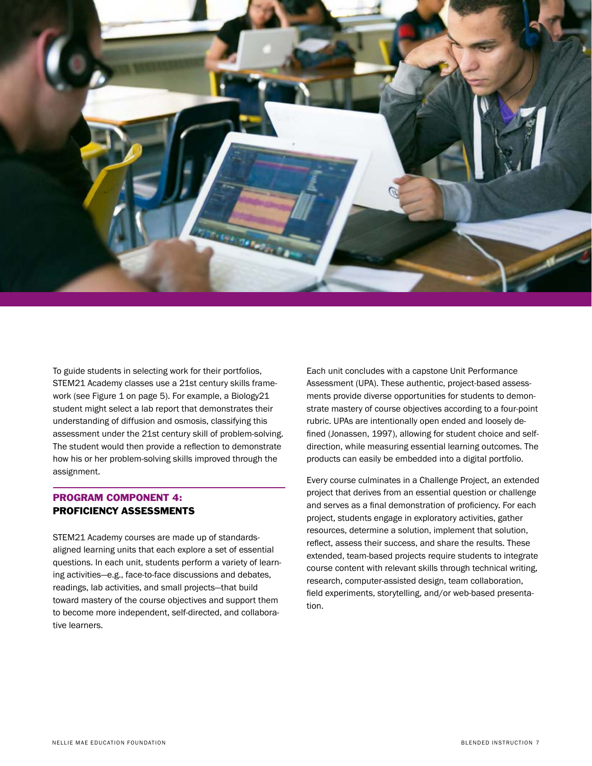To guide students in selecting work for their portfolios, STEM21 Academy classes use a 21st century skills framework (see Figure 1 on page 5). For example, a Biology21 student might select a lab report that demonstrates their understanding of diffusion and osmosis, classifying this assessment under the 21st century skill of problem-solving. The student would then provide a reflection to demonstrate how his or her problem-solving skills improved through the assignment.

## PROGRAM COMPONENT 4: PROFICIENCY ASSESSMENTS

STEM21 Academy courses are made up of standards-aligned learning units that each explore a set of essential questions. In each unit, students perform a variety of learning activities—e.g., face-to-face discussions and debates, readings, lab activities, and small projects—that build toward mastery of the course objectives and support them to become more independent, self-directed, and collaborative learners.

Each unit concludes with a capstone Unit Performance Assessment (UPA). These authentic, project-based assessments provide diverse opportunities for students to demonstrate mastery of course objectives according to a four-point rubric. UPAs are intentionally open ended and loosely defined (Jonassen, 1997), allowing for student choice and self-direction, while measuring essential learning outcomes. The products can easily be embedded into a digital portfolio.

Every course culminates in a Challenge Project, an extended project that derives from an essential question or challenge and serves as a final demonstration of proficiency. For each project, students engage in exploratory activities, gather resources, determine a solution, implement that solution, reflect, assess their success, and share the results. These extended, team-based projects require students to integrate course content with relevant skills through technical writing, research, computer-assisted design, team collaboration, field experiments, storytelling, and/or web-based presentation.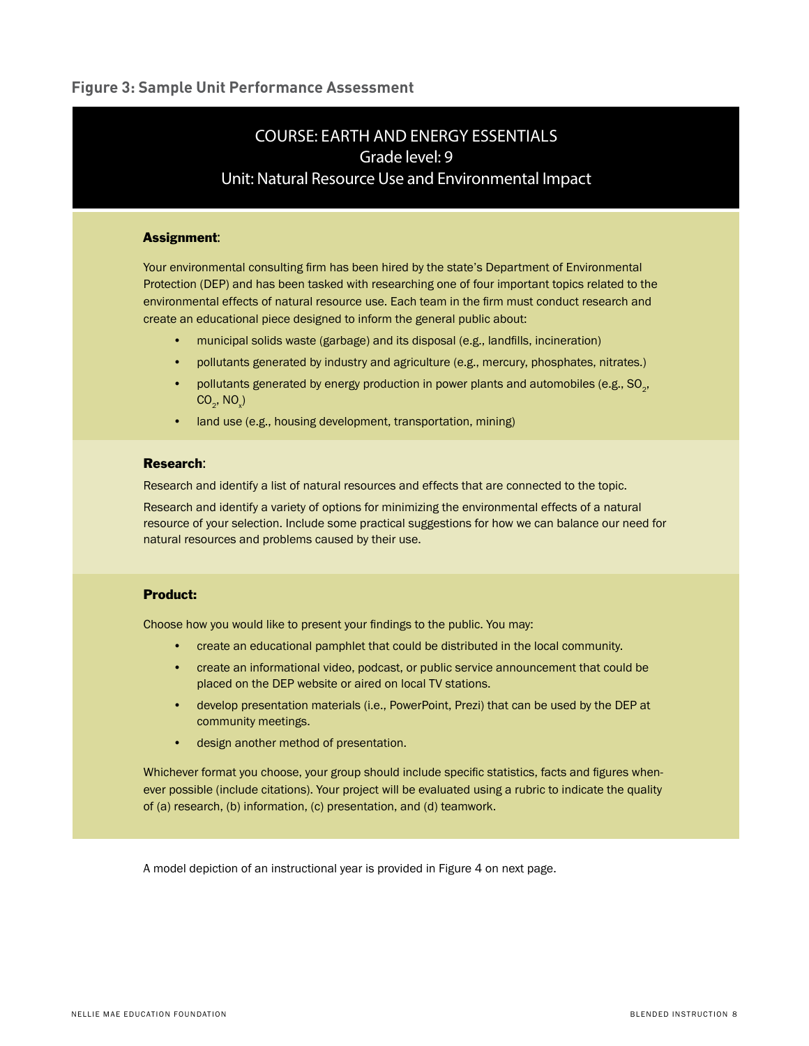### Figure 3: Sample Unit Performance Assessment

## COURSE: EARTH AND ENERGY ESSENTIALS
### Grade level: 9
### Unit: Natural Resource Use and Environmental Impact

**Assignment**:

Your environmental consulting firm has been hired by the state's Department of Environmental Protection (DEP) and has been tasked with researching one of four important topics related to the environmental effects of natural resource use. Each team in the firm must conduct research and create an educational piece designed to inform the general public about:

- municipal solids waste (garbage) and its disposal (e.g., landfills, incineration)
- pollutants generated by industry and agriculture (e.g., mercury, phosphates, nitrates.)
- pollutants generated by energy production in power plants and automobiles (e.g., $SO_2$, $CO_2$, $NO_x$)
- land use (e.g., housing development, transportation, mining)

**Research**:

Research and identify a list of natural resources and effects that are connected to the topic.

Research and identify a variety of options for minimizing the environmental effects of a natural resource of your selection. Include some practical suggestions for how we can balance our need for natural resources and problems caused by their use.

**Product:**

Choose how you would like to present your findings to the public. You may:

- create an educational pamphlet that could be distributed in the local community.
- create an informational video, podcast, or public service announcement that could be placed on the DEP website or aired on local TV stations.
- develop presentation materials (i.e., PowerPoint, Prezi) that can be used by the DEP at community meetings.
- design another method of presentation.

Whichever format you choose, your group should include specific statistics, facts and figures whenever possible (include citations). Your project will be evaluated using a rubric to indicate the quality of (a) research, (b) information, (c) presentation, and (d) teamwork.

A model depiction of an instructional year is provided in Figure 4 on next page.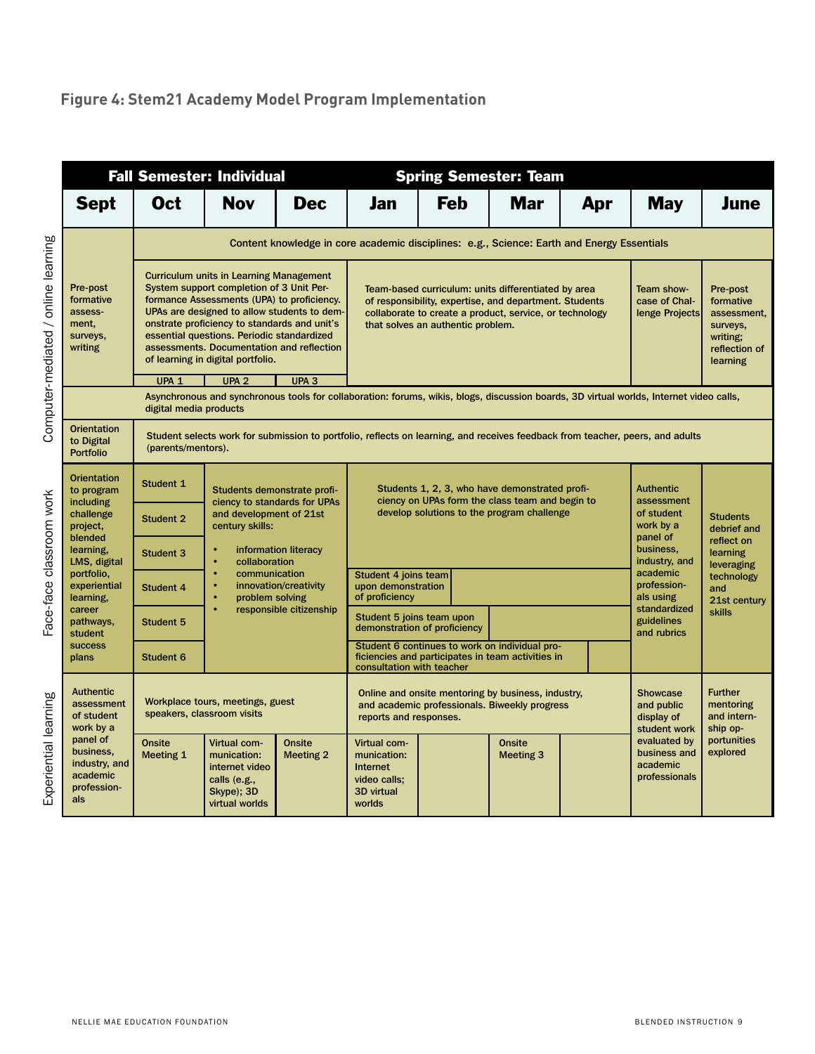## Figure 4: Stem21 Academy Model Program Implementation

| | Sept | Oct | Nov | Dec | Jan | Feb | Mar | Apr | May | June |
|---|---|---|---|---|---|---|---|---|---|---|
| | **Fall Semester: Individual** | | | | **Spring Semester: Team** | | | | | |
| **Computer-mediated / online learning** | | Content knowledge in core academic disciplines: e.g., Science: Earth and Energy Essentials | | | | | | | | |
| | Pre-post formative assessment, surveys, writing | Curriculum units in Learning Management System support completion of 3 Unit Performance Assessments (UPA) to proficiency. UPAs are designed to allow students to demonstrate proficiency to standards and unit's essential questions. Periodic standardized assessments. Documentation and reflection of learning in digital portfolio. | | | Team-based curriculum: units differentiated by area of responsibility, expertise, and department. Students collaborate to create a product, service, or technology that solves an authentic problem. | | | | Team showcase of Challenge Projects | Pre-post formative assessment, surveys, writing; reflection of learning |
| | | UPA 1 | UPA 2 | UPA 3 | | | | | | |
| | | Asynchronous and synchronous tools for collaboration: forums, wikis, blogs, discussion boards, 3D virtual worlds, Internet video calls, digital media products | | | | | | | | |
| | Orientation to Digital Portfolio | Student selects work for submission to portfolio, reflects on learning, and receives feedback from teacher, peers, and adults (parents/mentors). | | | | | | | | |
| **Face-face classroom work** | Orientation to program including challenge project, blended learning, LMS, digital portfolio, experiential learning, career pathways, student success plans | Student 1 | Students demonstrate proficiency to standards for UPAs and development of 21st century skills: • information literacy • collaboration • communication • innovation/creativity • problem solving • responsible citizenship | | Students 1, 2, 3, who have demonstrated proficiency on UPAs form the class team and begin to develop solutions to the program challenge | | | | Authentic assessment of student work by a panel of business, industry, and academic professionals using standardized guidelines and rubrics | Students debrief and reflect on learning leveraging technology and 21st century skills |
| | | Student 2 | | | | | | | | |
| | | Student 3 | | | | | | | | |
| | | Student 4 | | | Student 4 joins team upon demonstration of proficiency | | | | | |
| | | Student 5 | | | Student 5 joins team upon demonstration of proficiency | | | | | |
| | | Student 6 | | | Student 6 continues to work on individual proficiencies and participates in team activities in consultation with teacher | | | | | |
| **Experiential learning** | Authentic assessment of student work by a panel of business, industry, and academic professionals | Workplace tours, meetings, guest speakers, classroom visits | | | Online and onsite mentoring by business, industry, and academic professionals. Biweekly progress reports and responses. | | | | Showcase and public display of student work evaluated by business and academic professionals | Further mentoring and internship opportunities explored |
| | | Onsite Meeting 1 | Virtual communication: internet video calls (e.g., Skype); 3D virtual worlds | Onsite Meeting 2 | Virtual communication: Internet video calls; 3D virtual worlds | | Onsite Meeting 3 | | | |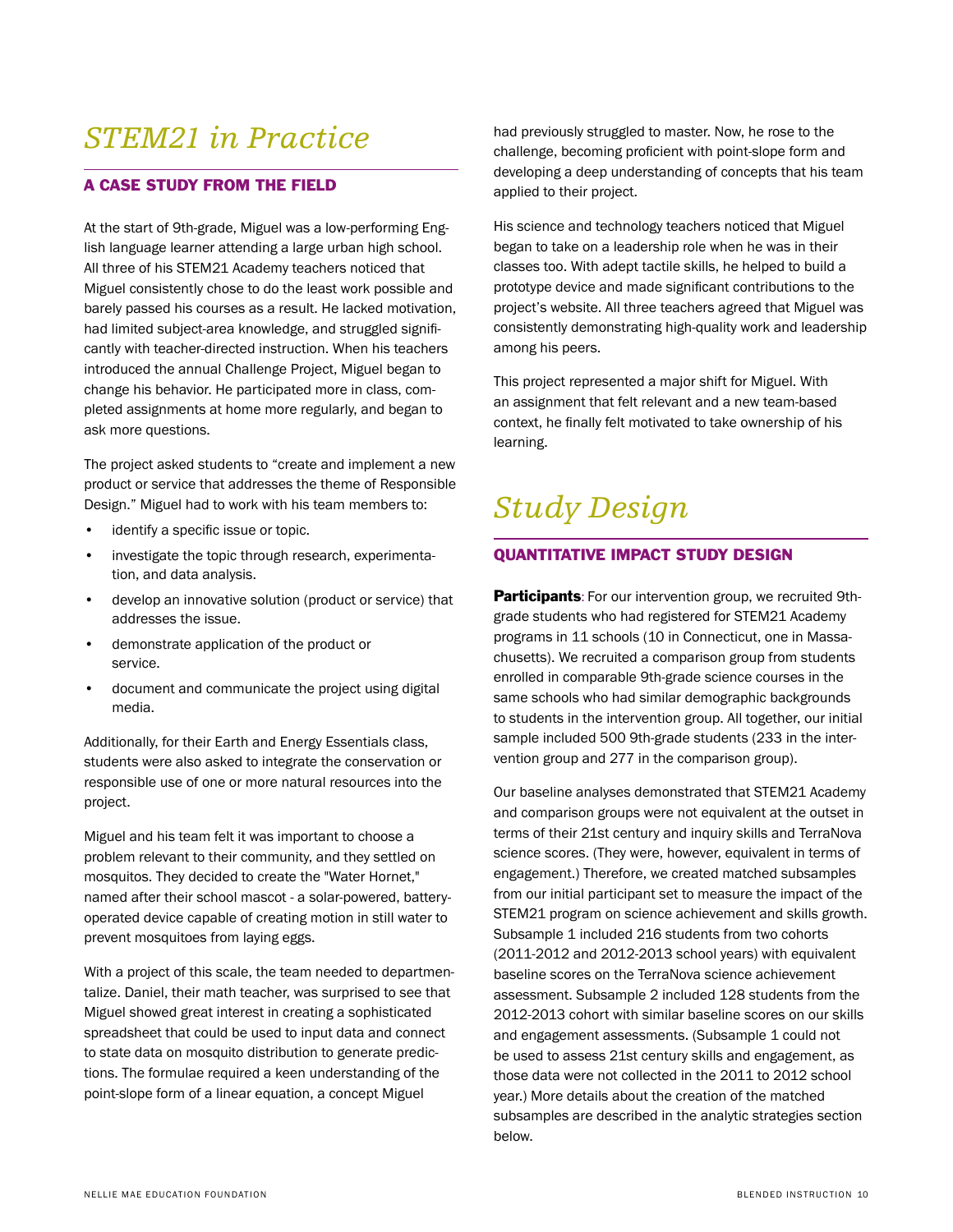# *STEM21 in Practice*

## A CASE STUDY FROM THE FIELD

At the start of 9th-grade, Miguel was a low-performing English language learner attending a large urban high school. All three of his STEM21 Academy teachers noticed that Miguel consistently chose to do the least work possible and barely passed his courses as a result. He lacked motivation, had limited subject-area knowledge, and struggled significantly with teacher-directed instruction. When his teachers introduced the annual Challenge Project, Miguel began to change his behavior. He participated more in class, completed assignments at home more regularly, and began to ask more questions.

The project asked students to "create and implement a new product or service that addresses the theme of Responsible Design." Miguel had to work with his team members to:

- identify a specific issue or topic.
- investigate the topic through research, experimentation, and data analysis.
- develop an innovative solution (product or service) that addresses the issue.
- demonstrate application of the product or service.
- document and communicate the project using digital media.

Additionally, for their Earth and Energy Essentials class, students were also asked to integrate the conservation or responsible use of one or more natural resources into the project.

Miguel and his team felt it was important to choose a problem relevant to their community, and they settled on mosquitos. They decided to create the "Water Hornet," named after their school mascot - a solar-powered, battery-operated device capable of creating motion in still water to prevent mosquitoes from laying eggs.

With a project of this scale, the team needed to departmentalize. Daniel, their math teacher, was surprised to see that Miguel showed great interest in creating a sophisticated spreadsheet that could be used to input data and connect to state data on mosquito distribution to generate predictions. The formulae required a keen understanding of the point-slope form of a linear equation, a concept Miguel had previously struggled to master. Now, he rose to the challenge, becoming proficient with point-slope form and developing a deep understanding of concepts that his team applied to their project.

His science and technology teachers noticed that Miguel began to take on a leadership role when he was in their classes too. With adept tactile skills, he helped to build a prototype device and made significant contributions to the project's website. All three teachers agreed that Miguel was consistently demonstrating high-quality work and leadership among his peers.

This project represented a major shift for Miguel. With an assignment that felt relevant and a new team-based context, he finally felt motivated to take ownership of his learning.

# *Study Design*

## QUANTITATIVE IMPACT STUDY DESIGN

**Participants**: For our intervention group, we recruited 9th-grade students who had registered for STEM21 Academy programs in 11 schools (10 in Connecticut, one in Massachusetts). We recruited a comparison group from students enrolled in comparable 9th-grade science courses in the same schools who had similar demographic backgrounds to students in the intervention group. All together, our initial sample included 500 9th-grade students (233 in the intervention group and 277 in the comparison group).

Our baseline analyses demonstrated that STEM21 Academy and comparison groups were not equivalent at the outset in terms of their 21st century and inquiry skills and TerraNova science scores. (They were, however, equivalent in terms of engagement.) Therefore, we created matched subsamples from our initial participant set to measure the impact of the STEM21 program on science achievement and skills growth. Subsample 1 included 216 students from two cohorts (2011-2012 and 2012-2013 school years) with equivalent baseline scores on the TerraNova science achievement assessment. Subsample 2 included 128 students from the 2012-2013 cohort with similar baseline scores on our skills and engagement assessments. (Subsample 1 could not be used to assess 21st century skills and engagement, as those data were not collected in the 2011 to 2012 school year.) More details about the creation of the matched subsamples are described in the analytic strategies section below.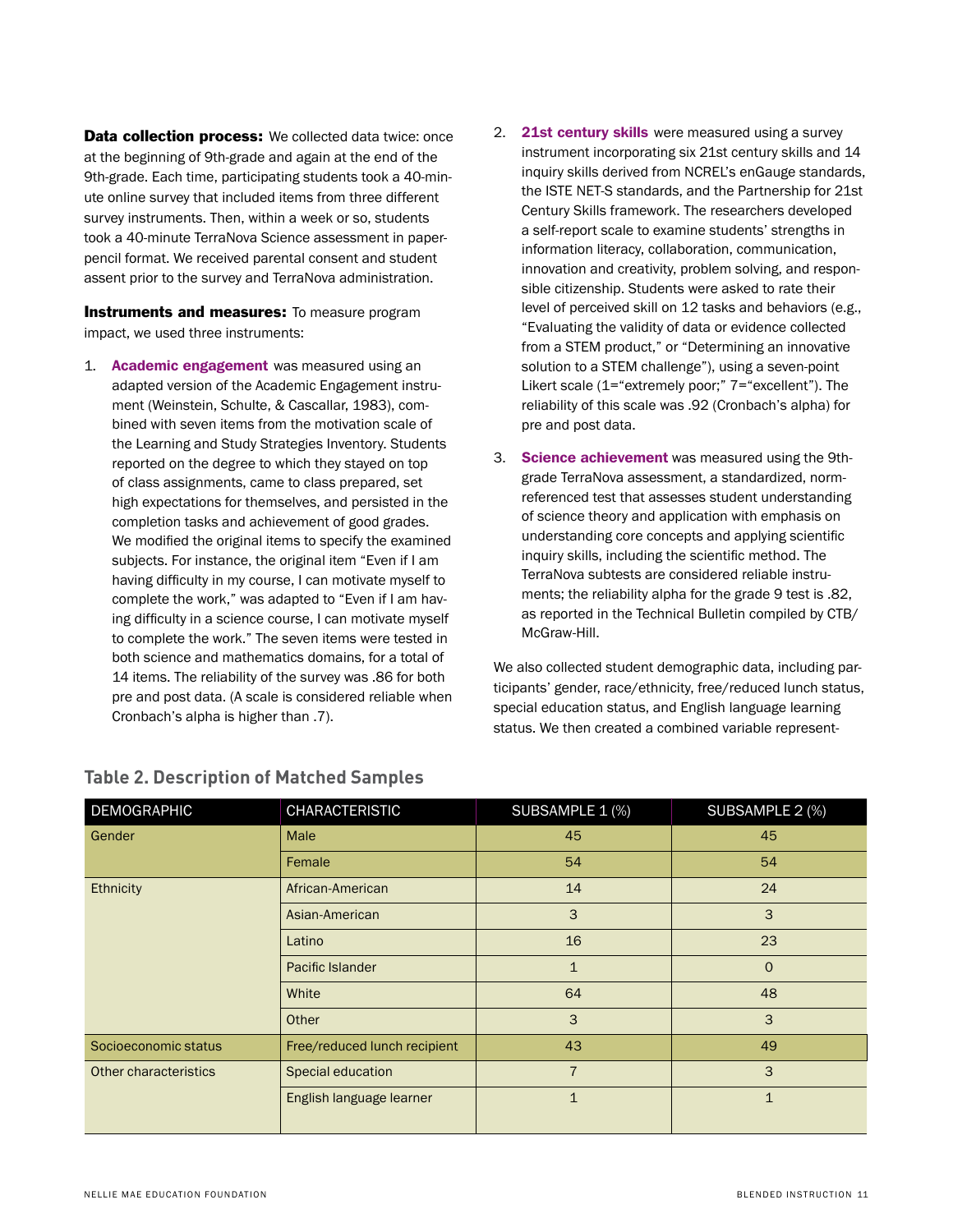**Data collection process:** We collected data twice: once at the beginning of 9th-grade and again at the end of the 9th-grade. Each time, participating students took a 40-minute online survey that included items from three different survey instruments. Then, within a week or so, students took a 40-minute TerraNova Science assessment in paper-pencil format. We received parental consent and student assent prior to the survey and TerraNova administration.

**Instruments and measures:** To measure program impact, we used three instruments:

1. **Academic engagement** was measured using an adapted version of the Academic Engagement instrument (Weinstein, Schulte, & Cascallar, 1983), combined with seven items from the motivation scale of the Learning and Study Strategies Inventory. Students reported on the degree to which they stayed on top of class assignments, came to class prepared, set high expectations for themselves, and persisted in the completion tasks and achievement of good grades. We modified the original items to specify the examined subjects. For instance, the original item "Even if I am having difficulty in my course, I can motivate myself to complete the work," was adapted to "Even if I am having difficulty in a science course, I can motivate myself to complete the work." The seven items were tested in both science and mathematics domains, for a total of 14 items. The reliability of the survey was .86 for both pre and post data. (A scale is considered reliable when Cronbach's alpha is higher than .7).

2. **21st century skills** were measured using a survey instrument incorporating six 21st century skills and 14 inquiry skills derived from NCREL's enGauge standards, the ISTE NET-S standards, and the Partnership for 21st Century Skills framework. The researchers developed a self-report scale to examine students' strengths in information literacy, collaboration, communication, innovation and creativity, problem solving, and responsible citizenship. Students were asked to rate their level of perceived skill on 12 tasks and behaviors (e.g., "Evaluating the validity of data or evidence collected from a STEM product," or "Determining an innovative solution to a STEM challenge"), using a seven-point Likert scale (1="extremely poor;" 7="excellent"). The reliability of this scale was .92 (Cronbach's alpha) for pre and post data.

3. **Science achievement** was measured using the 9th-grade TerraNova assessment, a standardized, norm-referenced test that assesses student understanding of science theory and application with emphasis on understanding core concepts and applying scientific inquiry skills, including the scientific method. The TerraNova subtests are considered reliable instruments; the reliability alpha for the grade 9 test is .82, as reported in the Technical Bulletin compiled by CTB/McGraw-Hill.

We also collected student demographic data, including participants' gender, race/ethnicity, free/reduced lunch status, special education status, and English language learning status. We then created a combined variable represent-

### Table 2. Description of Matched Samples

| DEMOGRAPHIC | CHARACTERISTIC | SUBSAMPLE 1 (%) | SUBSAMPLE 2 (%) |
|---|---|---|---|
| Gender | Male | 45 | 45 |
| | Female | 54 | 54 |
| Ethnicity | African-American | 14 | 24 |
| | Asian-American | 3 | 3 |
| | Latino | 16 | 23 |
| | Pacific Islander | 1 | 0 |
| | White | 64 | 48 |
| | Other | 3 | 3 |
| Socioeconomic status | Free/reduced lunch recipient | 43 | 49 |
| Other characteristics | Special education | 7 | 3 |
| | English language learner | 1 | 1 |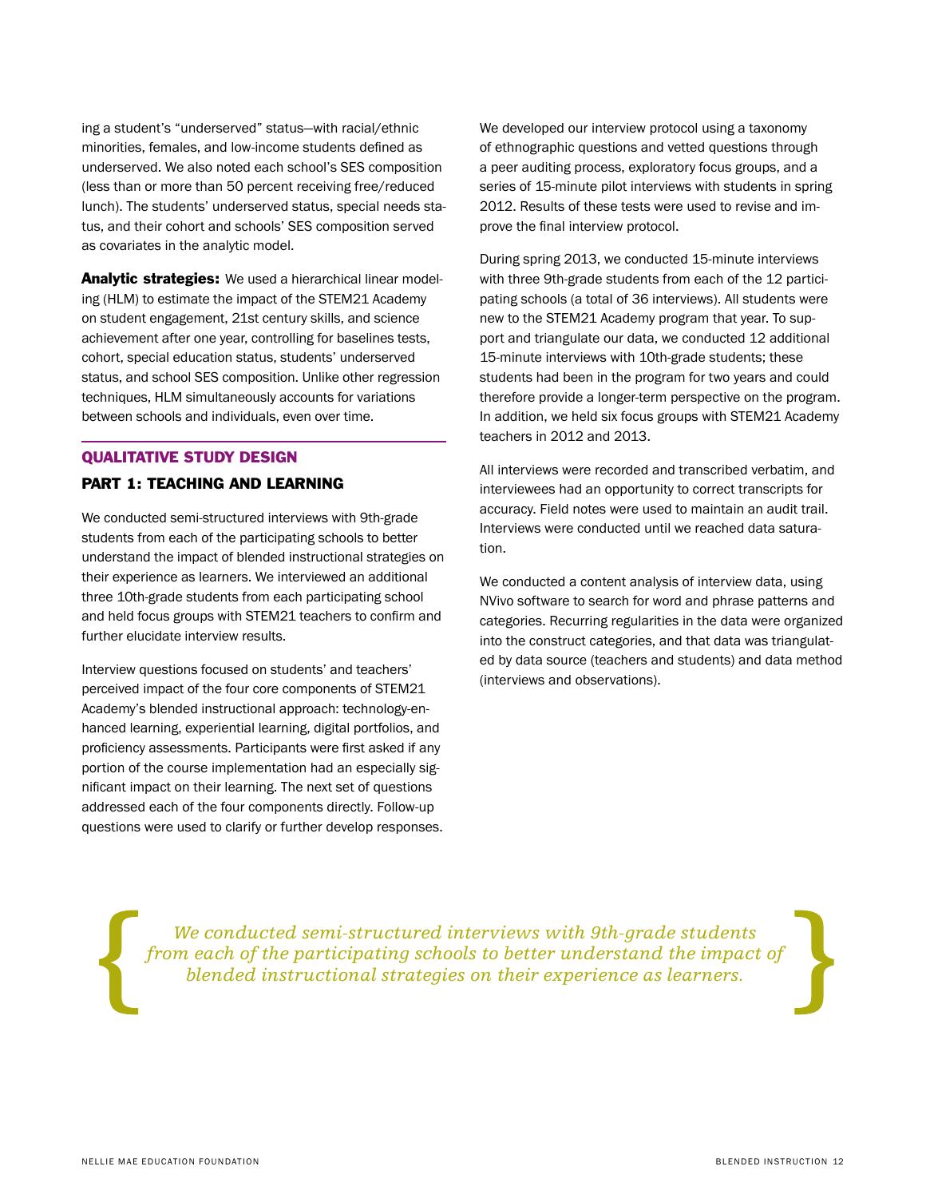ing a student's "underserved" status—with racial/ethnic minorities, females, and low-income students defined as underserved. We also noted each school's SES composition (less than or more than 50 percent receiving free/reduced lunch). The students' underserved status, special needs status, and their cohort and schools' SES composition served as covariates in the analytic model.

**Analytic strategies:** We used a hierarchical linear modeling (HLM) to estimate the impact of the STEM21 Academy on student engagement, 21st century skills, and science achievement after one year, controlling for baselines tests, cohort, special education status, students' underserved status, and school SES composition. Unlike other regression techniques, HLM simultaneously accounts for variations between schools and individuals, even over time.

## QUALITATIVE STUDY DESIGN

### PART 1: TEACHING AND LEARNING

We conducted semi-structured interviews with 9th-grade students from each of the participating schools to better understand the impact of blended instructional strategies on their experience as learners. We interviewed an additional three 10th-grade students from each participating school and held focus groups with STEM21 teachers to confirm and further elucidate interview results.

Interview questions focused on students' and teachers' perceived impact of the four core components of STEM21 Academy's blended instructional approach: technology-enhanced learning, experiential learning, digital portfolios, and proficiency assessments. Participants were first asked if any portion of the course implementation had an especially significant impact on their learning. The next set of questions addressed each of the four components directly. Follow-up questions were used to clarify or further develop responses.

We developed our interview protocol using a taxonomy of ethnographic questions and vetted questions through a peer auditing process, exploratory focus groups, and a series of 15-minute pilot interviews with students in spring 2012. Results of these tests were used to revise and improve the final interview protocol.

During spring 2013, we conducted 15-minute interviews with three 9th-grade students from each of the 12 participating schools (a total of 36 interviews). All students were new to the STEM21 Academy program that year. To support and triangulate our data, we conducted 12 additional 15-minute interviews with 10th-grade students; these students had been in the program for two years and could therefore provide a longer-term perspective on the program. In addition, we held six focus groups with STEM21 Academy teachers in 2012 and 2013.

All interviews were recorded and transcribed verbatim, and interviewees had an opportunity to correct transcripts for accuracy. Field notes were used to maintain an audit trail. Interviews were conducted until we reached data saturation.

We conducted a content analysis of interview data, using NVivo software to search for word and phrase patterns and categories. Recurring regularities in the data were organized into the construct categories, and that data was triangulated by data source (teachers and students) and data method (interviews and observations).

> *We conducted semi-structured interviews with 9th-grade students from each of the participating schools to better understand the impact of blended instructional strategies on their experience as learners.*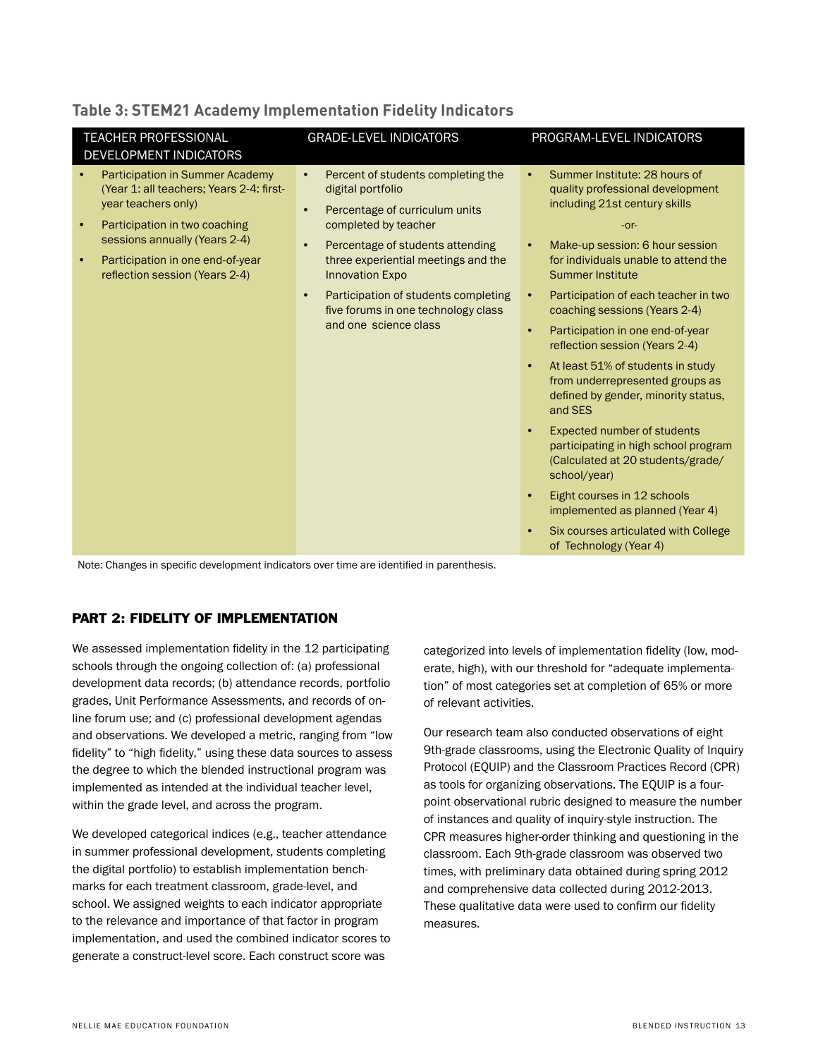### Table 3: STEM21 Academy Implementation Fidelity Indicators

| TEACHER PROFESSIONAL DEVELOPMENT INDICATORS | GRADE-LEVEL INDICATORS | PROGRAM-LEVEL INDICATORS |
|---|---|---|
| • Participation in Summer Academy (Year 1: all teachers; Years 2-4: first-year teachers only)<br>• Participation in two coaching sessions annually (Years 2-4)<br>• Participation in one end-of-year reflection session (Years 2-4) | • Percent of students completing the digital portfolio<br>• Percentage of curriculum units completed by teacher<br>• Percentage of students attending three experiential meetings and the Innovation Expo<br>• Participation of students completing five forums in one technology class and one science class | • Summer Institute: 28 hours of quality professional development including 21st century skills<br>-or-<br>• Make-up session: 6 hour session for individuals unable to attend the Summer Institute<br>• Participation of each teacher in two coaching sessions (Years 2-4)<br>• Participation in one end-of-year reflection session (Years 2-4)<br>• At least 51% of students in study from underrepresented groups as defined by gender, minority status, and SES<br>• Expected number of students participating in high school program (Calculated at 20 students/grade/school/year)<br>• Eight courses in 12 schools implemented as planned (Year 4)<br>• Six courses articulated with College of Technology (Year 4) |

Note: Changes in specific development indicators over time are identified in parenthesis.

## PART 2: FIDELITY OF IMPLEMENTATION

We assessed implementation fidelity in the 12 participating schools through the ongoing collection of: (a) professional development data records; (b) attendance records, portfolio grades, Unit Performance Assessments, and records of online forum use; and (c) professional development agendas and observations. We developed a metric, ranging from "low fidelity" to "high fidelity," using these data sources to assess the degree to which the blended instructional program was implemented as intended at the individual teacher level, within the grade level, and across the program.

We developed categorical indices (e.g., teacher attendance in summer professional development, students completing the digital portfolio) to establish implementation benchmarks for each treatment classroom, grade-level, and school. We assigned weights to each indicator appropriate to the relevance and importance of that factor in program implementation, and used the combined indicator scores to generate a construct-level score. Each construct score was categorized into levels of implementation fidelity (low, moderate, high), with our threshold for "adequate implementation" of most categories set at completion of 65% or more of relevant activities.

Our research team also conducted observations of eight 9th-grade classrooms, using the Electronic Quality of Inquiry Protocol (EQUIP) and the Classroom Practices Record (CPR) as tools for organizing observations. The EQUIP is a four-point observational rubric designed to measure the number of instances and quality of inquiry-style instruction. The CPR measures higher-order thinking and questioning in the classroom. Each 9th-grade classroom was observed two times, with preliminary data obtained during spring 2012 and comprehensive data collected during 2012-2013. These qualitative data were used to confirm our fidelity measures.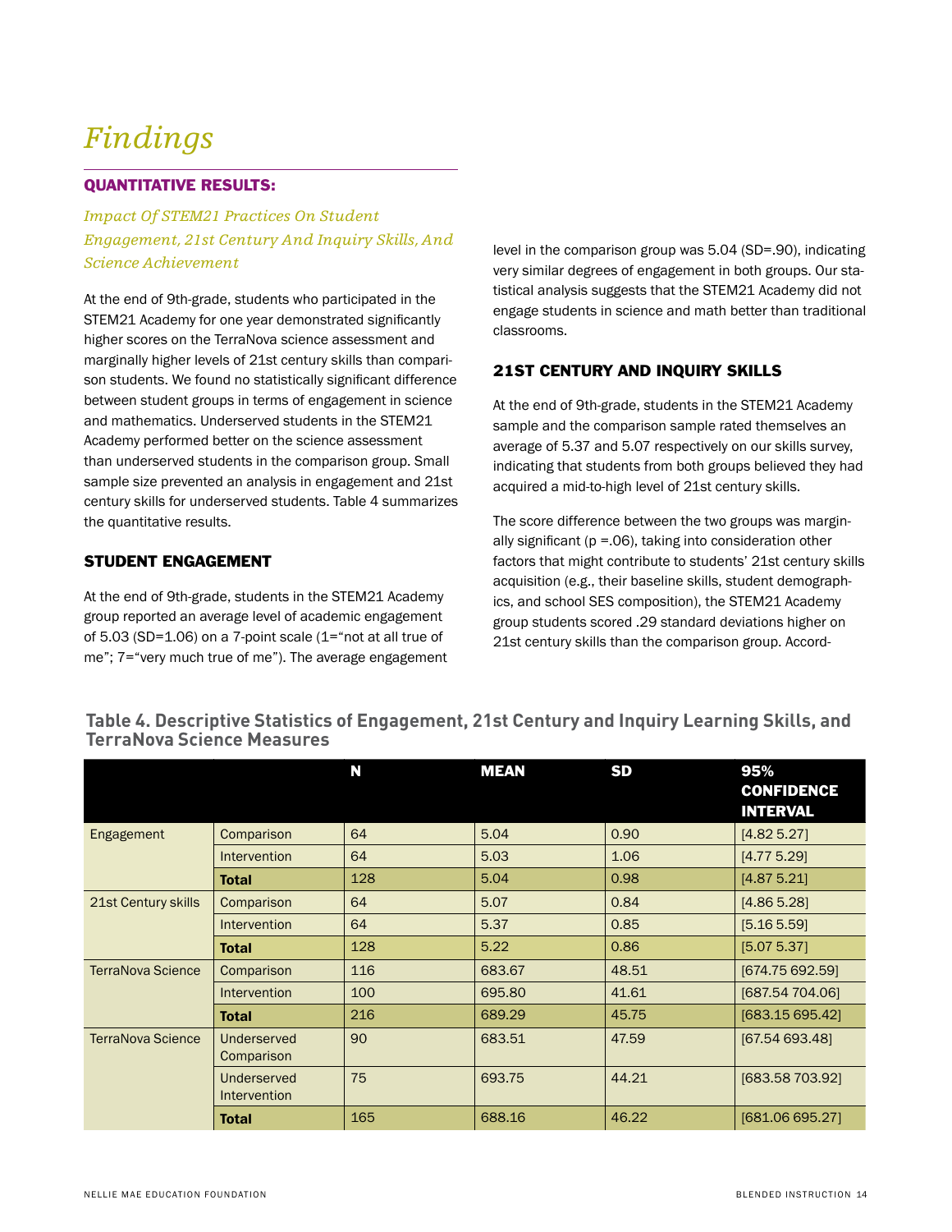# Findings

## QUANTITATIVE RESULTS:

### *Impact Of STEM21 Practices On Student Engagement, 21st Century And Inquiry Skills, And Science Achievement*

At the end of 9th-grade, students who participated in the STEM21 Academy for one year demonstrated significantly higher scores on the TerraNova science assessment and marginally higher levels of 21st century skills than comparison students. We found no statistically significant difference between student groups in terms of engagement in science and mathematics. Underserved students in the STEM21 Academy performed better on the science assessment than underserved students in the comparison group. Small sample size prevented an analysis in engagement and 21st century skills for underserved students. Table 4 summarizes the quantitative results.

### STUDENT ENGAGEMENT

At the end of 9th-grade, students in the STEM21 Academy group reported an average level of academic engagement of 5.03 (SD=1.06) on a 7-point scale (1="not at all true of me"; 7="very much true of me"). The average engagement level in the comparison group was 5.04 (SD=.90), indicating very similar degrees of engagement in both groups. Our statistical analysis suggests that the STEM21 Academy did not engage students in science and math better than traditional classrooms.

### 21ST CENTURY AND INQUIRY SKILLS

At the end of 9th-grade, students in the STEM21 Academy sample and the comparison sample rated themselves an average of 5.37 and 5.07 respectively on our skills survey, indicating that students from both groups believed they had acquired a mid-to-high level of 21st century skills.

The score difference between the two groups was marginally significant ($p = .06$), taking into consideration other factors that might contribute to students' 21st century skills acquisition (e.g., their baseline skills, student demographics, and school SES composition), the STEM21 Academy group students scored .29 standard deviations higher on 21st century skills than the comparison group. Accord-

**Table 4. Descriptive Statistics of Engagement, 21st Century and Inquiry Learning Skills, and TerraNova Science Measures**

| | | N | MEAN | SD | 95% CONFIDENCE INTERVAL |
|---|---|---|---|---|---|
| Engagement | Comparison | 64 | 5.04 | 0.90 | [4.82 5.27] |
| | Intervention | 64 | 5.03 | 1.06 | [4.77 5.29] |
| | **Total** | 128 | 5.04 | 0.98 | [4.87 5.21] |
| 21st Century skills | Comparison | 64 | 5.07 | 0.84 | [4.86 5.28] |
| | Intervention | 64 | 5.37 | 0.85 | [5.16 5.59] |
| | **Total** | 128 | 5.22 | 0.86 | [5.07 5.37] |
| TerraNova Science | Comparison | 116 | 683.67 | 48.51 | [674.75 692.59] |
| | Intervention | 100 | 695.80 | 41.61 | [687.54 704.06] |
| | **Total** | 216 | 689.29 | 45.75 | [683.15 695.42] |
| TerraNova Science | Underserved Comparison | 90 | 683.51 | 47.59 | [67.54 693.48] |
| | Underserved Intervention | 75 | 693.75 | 44.21 | [683.58 703.92] |
| | **Total** | 165 | 688.16 | 46.22 | [681.06 695.27] |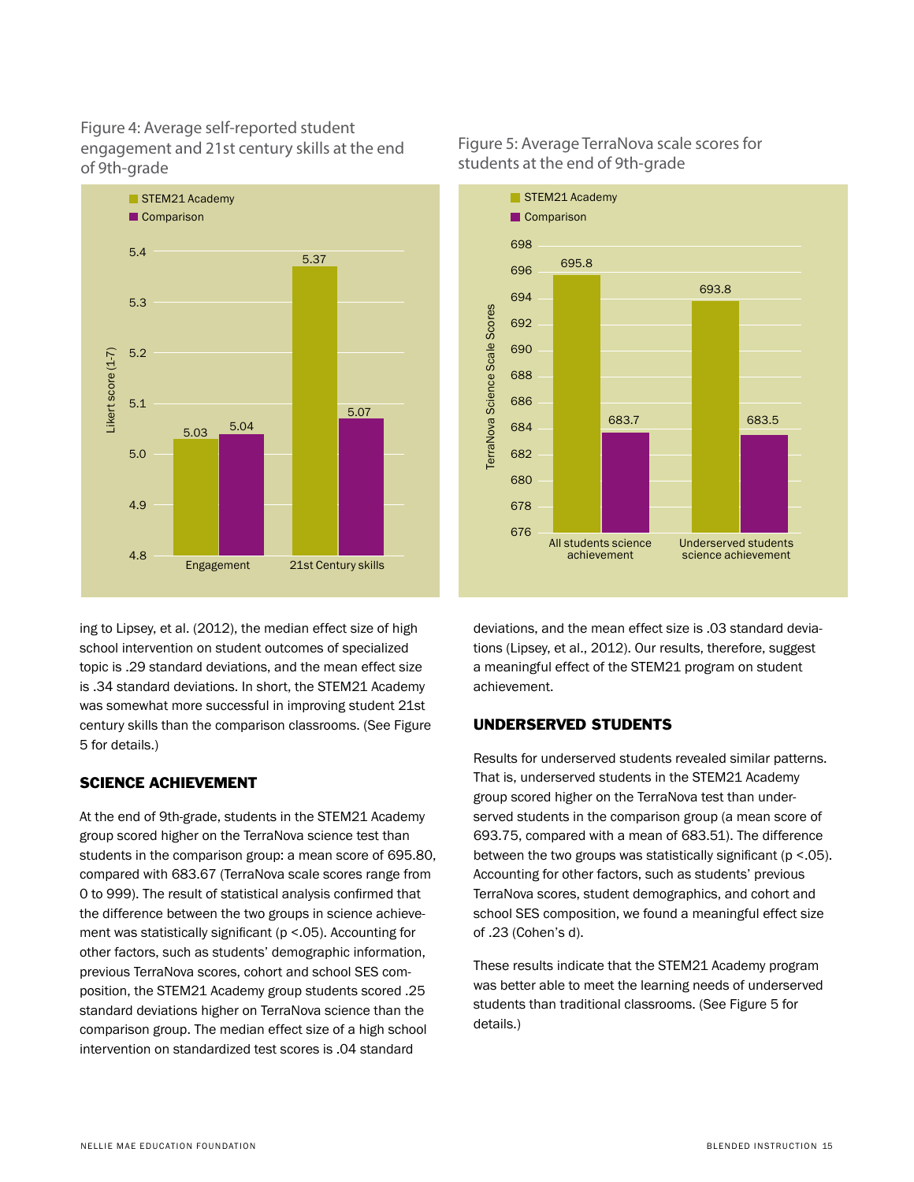Figure 4: Average self-reported student engagement and 21st century skills at the end of 9th-grade

| | STEM21 Academy | Comparison |
|---|---|---|
| Engagement | 5.03 | 5.04 |
| 21st Century skills | 5.37 | 5.07 |

Figure 5: Average TerraNova scale scores for students at the end of 9th-grade

| | STEM21 Academy | Comparison |
|---|---|---|
| All students science achievement | 695.8 | 683.7 |
| Underserved students science achievement | 693.8 | 683.5 |

ing to Lipsey, et al. (2012), the median effect size of high school intervention on student outcomes of specialized topic is .29 standard deviations, and the mean effect size is .34 standard deviations. In short, the STEM21 Academy was somewhat more successful in improving student 21st century skills than the comparison classrooms. (See Figure 5 for details.)

## SCIENCE ACHIEVEMENT

At the end of 9th-grade, students in the STEM21 Academy group scored higher on the TerraNova science test than students in the comparison group: a mean score of 695.80, compared with 683.67 (TerraNova scale scores range from 0 to 999). The result of statistical analysis confirmed that the difference between the two groups in science achievement was statistically significant ($p < .05$). Accounting for other factors, such as students' demographic information, previous TerraNova scores, cohort and school SES composition, the STEM21 Academy group students scored .25 standard deviations higher on TerraNova science than the comparison group. The median effect size of a high school intervention on standardized test scores is .04 standard deviations, and the mean effect size is .03 standard deviations (Lipsey, et al., 2012). Our results, therefore, suggest a meaningful effect of the STEM21 program on student achievement.

## UNDERSERVED STUDENTS

Results for underserved students revealed similar patterns. That is, underserved students in the STEM21 Academy group scored higher on the TerraNova test than underserved students in the comparison group (a mean score of 693.75, compared with a mean of 683.51). The difference between the two groups was statistically significant ($p < .05$). Accounting for other factors, such as students' previous TerraNova scores, student demographics, and cohort and school SES composition, we found a meaningful effect size of .23 (Cohen's d).

These results indicate that the STEM21 Academy program was better able to meet the learning needs of underserved students than traditional classrooms. (See Figure 5 for details.)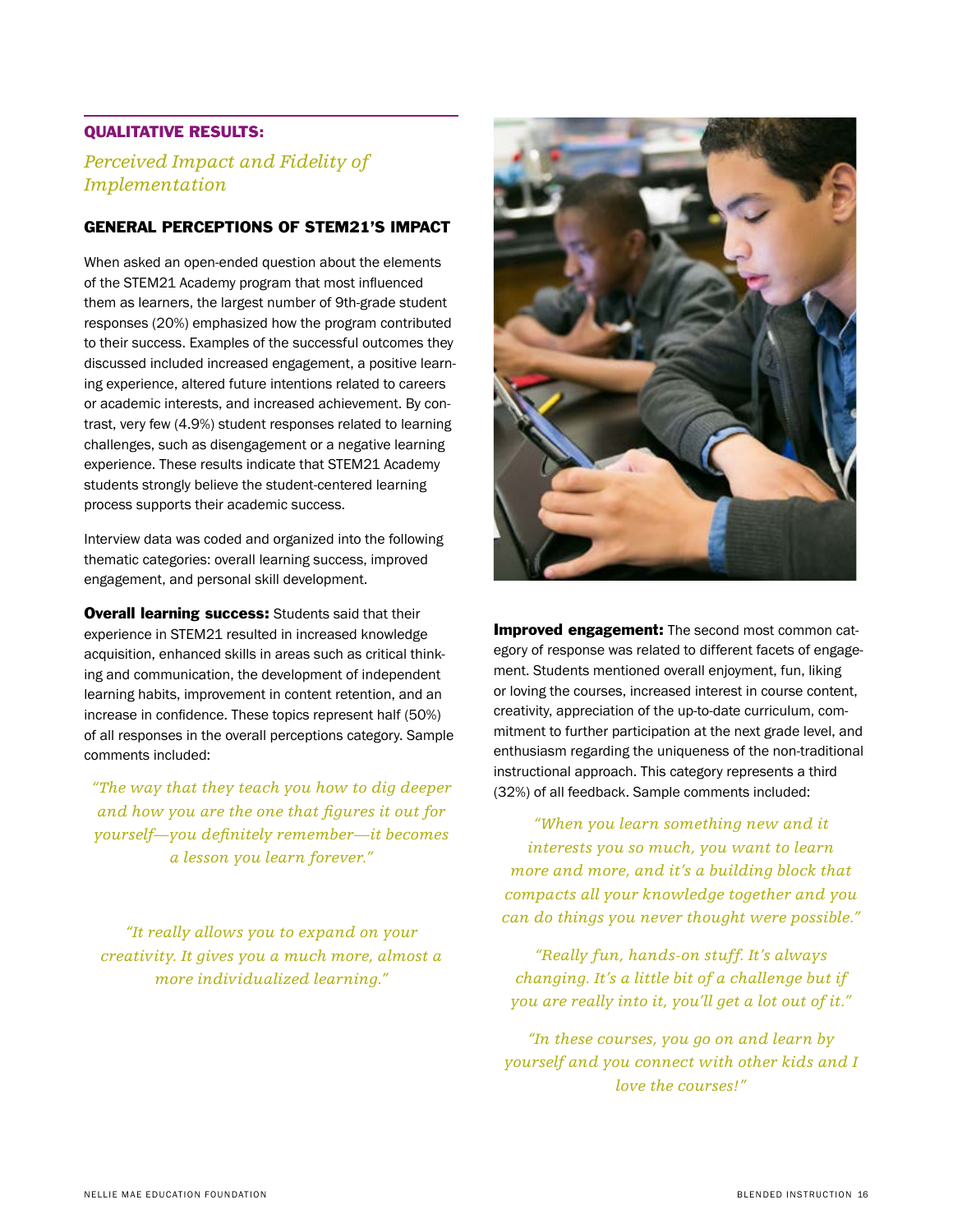## QUALITATIVE RESULTS:

*Perceived Impact and Fidelity of Implementation*

### GENERAL PERCEPTIONS OF STEM21'S IMPACT

When asked an open-ended question about the elements of the STEM21 Academy program that most influenced them as learners, the largest number of 9th-grade student responses (20%) emphasized how the program contributed to their success. Examples of the successful outcomes they discussed included increased engagement, a positive learning experience, altered future intentions related to careers or academic interests, and increased achievement. By contrast, very few (4.9%) student responses related to learning challenges, such as disengagement or a negative learning experience. These results indicate that STEM21 Academy students strongly believe the student-centered learning process supports their academic success.

Interview data was coded and organized into the following thematic categories: overall learning success, improved engagement, and personal skill development.

**Overall learning success:** Students said that their experience in STEM21 resulted in increased knowledge acquisition, enhanced skills in areas such as critical thinking and communication, the development of independent learning habits, improvement in content retention, and an increase in confidence. These topics represent half (50%) of all responses in the overall perceptions category. Sample comments included:

*"The way that they teach you how to dig deeper and how you are the one that figures it out for yourself—you definitely remember—it becomes a lesson you learn forever."*

*"It really allows you to expand on your creativity. It gives you a much more, almost a more individualized learning."*

**Improved engagement:** The second most common category of response was related to different facets of engagement. Students mentioned overall enjoyment, fun, liking or loving the courses, increased interest in course content, creativity, appreciation of the up-to-date curriculum, commitment to further participation at the next grade level, and enthusiasm regarding the uniqueness of the non-traditional instructional approach. This category represents a third (32%) of all feedback. Sample comments included:

*"When you learn something new and it interests you so much, you want to learn more and more, and it's a building block that compacts all your knowledge together and you can do things you never thought were possible."*

*"Really fun, hands-on stuff. It's always changing. It's a little bit of a challenge but if you are really into it, you'll get a lot out of it."*

*"In these courses, you go on and learn by yourself and you connect with other kids and I love the courses!"*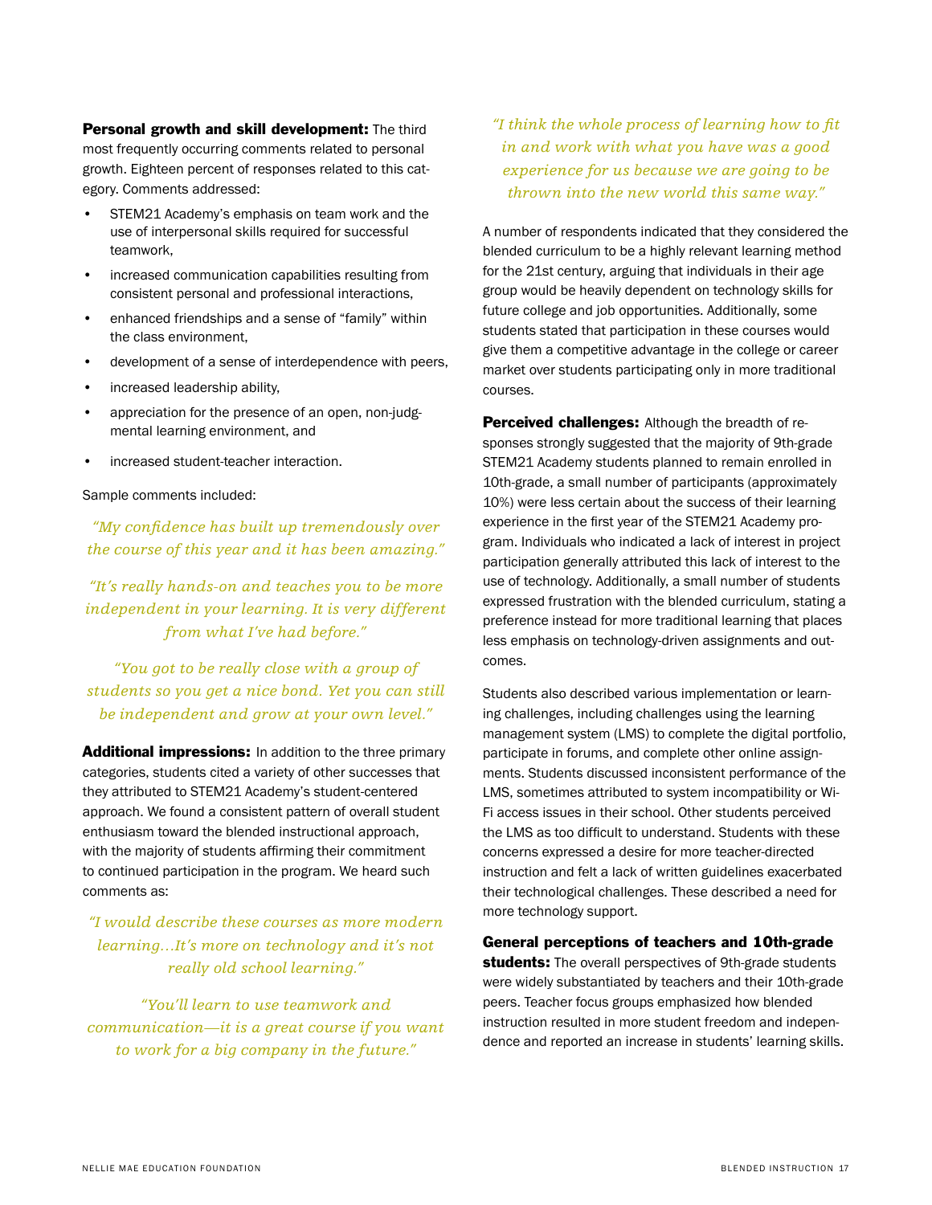**Personal growth and skill development:** The third most frequently occurring comments related to personal growth. Eighteen percent of responses related to this category. Comments addressed:

- STEM21 Academy's emphasis on team work and the use of interpersonal skills required for successful teamwork,
- increased communication capabilities resulting from consistent personal and professional interactions,
- enhanced friendships and a sense of "family" within the class environment,
- development of a sense of interdependence with peers,
- increased leadership ability,
- appreciation for the presence of an open, non-judgmental learning environment, and
- increased student-teacher interaction.

Sample comments included:

*"My confidence has built up tremendously over the course of this year and it has been amazing."*

*"It's really hands-on and teaches you to be more independent in your learning. It is very different from what I've had before."*

*"You got to be really close with a group of students so you get a nice bond. Yet you can still be independent and grow at your own level."*

**Additional impressions:** In addition to the three primary categories, students cited a variety of other successes that they attributed to STEM21 Academy's student-centered approach. We found a consistent pattern of overall student enthusiasm toward the blended instructional approach, with the majority of students affirming their commitment to continued participation in the program. We heard such comments as:

*"I would describe these courses as more modern learning…It's more on technology and it's not really old school learning."*

*"You'll learn to use teamwork and communication—it is a great course if you want to work for a big company in the future."*

*"I think the whole process of learning how to fit in and work with what you have was a good experience for us because we are going to be thrown into the new world this same way."*

A number of respondents indicated that they considered the blended curriculum to be a highly relevant learning method for the 21st century, arguing that individuals in their age group would be heavily dependent on technology skills for future college and job opportunities. Additionally, some students stated that participation in these courses would give them a competitive advantage in the college or career market over students participating only in more traditional courses.

**Perceived challenges:** Although the breadth of responses strongly suggested that the majority of 9th-grade STEM21 Academy students planned to remain enrolled in 10th-grade, a small number of participants (approximately 10%) were less certain about the success of their learning experience in the first year of the STEM21 Academy program. Individuals who indicated a lack of interest in project participation generally attributed this lack of interest to the use of technology. Additionally, a small number of students expressed frustration with the blended curriculum, stating a preference instead for more traditional learning that places less emphasis on technology-driven assignments and outcomes.

Students also described various implementation or learning challenges, including challenges using the learning management system (LMS) to complete the digital portfolio, participate in forums, and complete other online assignments. Students discussed inconsistent performance of the LMS, sometimes attributed to system incompatibility or Wi-Fi access issues in their school. Other students perceived the LMS as too difficult to understand. Students with these concerns expressed a desire for more teacher-directed instruction and felt a lack of written guidelines exacerbated their technological challenges. These described a need for more technology support.

**General perceptions of teachers and 10th-grade students:** The overall perspectives of 9th-grade students were widely substantiated by teachers and their 10th-grade peers. Teacher focus groups emphasized how blended instruction resulted in more student freedom and independence and reported an increase in students' learning skills.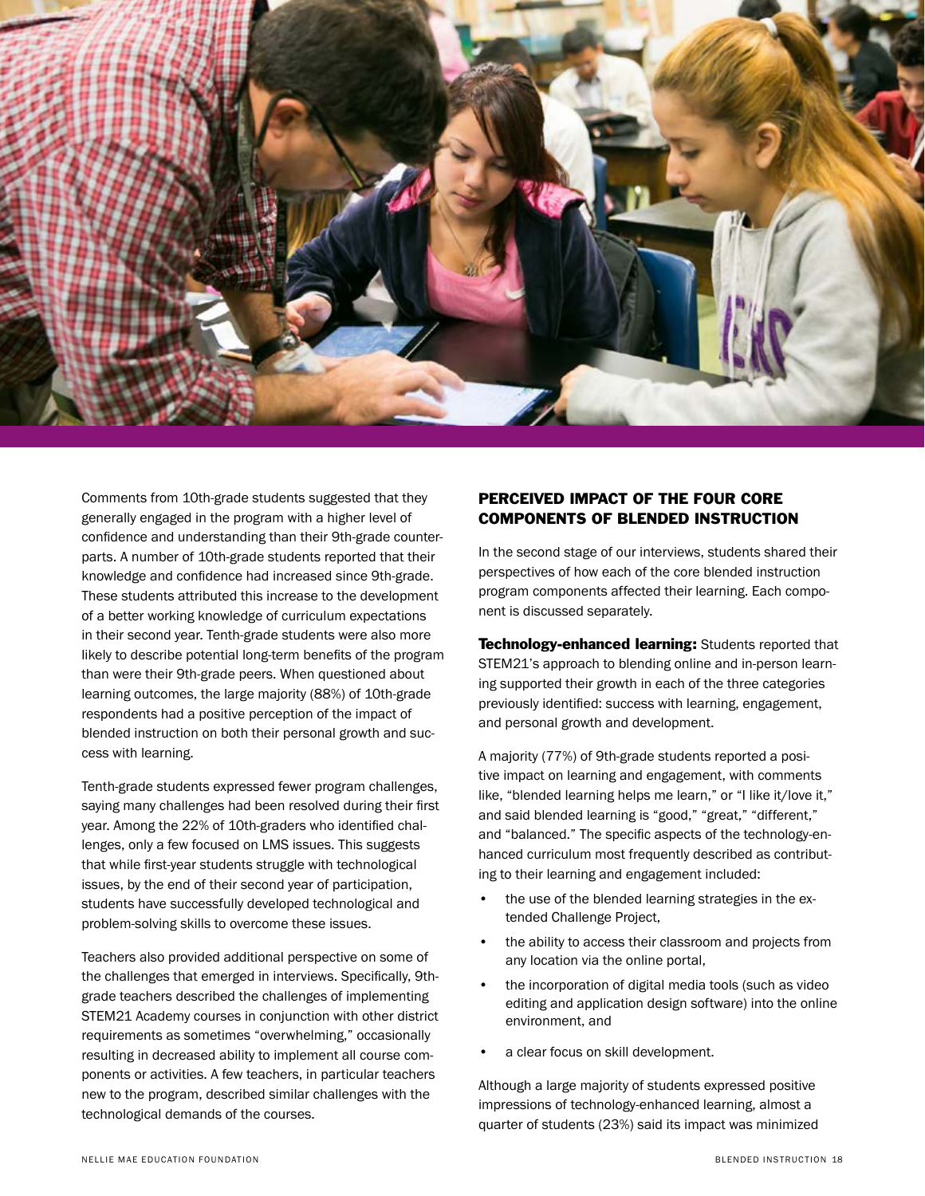Comments from 10th-grade students suggested that they generally engaged in the program with a higher level of confidence and understanding than their 9th-grade counterparts. A number of 10th-grade students reported that their knowledge and confidence had increased since 9th-grade. These students attributed this increase to the development of a better working knowledge of curriculum expectations in their second year. Tenth-grade students were also more likely to describe potential long-term benefits of the program than were their 9th-grade peers. When questioned about learning outcomes, the large majority (88%) of 10th-grade respondents had a positive perception of the impact of blended instruction on both their personal growth and success with learning.

Tenth-grade students expressed fewer program challenges, saying many challenges had been resolved during their first year. Among the 22% of 10th-graders who identified challenges, only a few focused on LMS issues. This suggests that while first-year students struggle with technological issues, by the end of their second year of participation, students have successfully developed technological and problem-solving skills to overcome these issues.

Teachers also provided additional perspective on some of the challenges that emerged in interviews. Specifically, 9th-grade teachers described the challenges of implementing STEM21 Academy courses in conjunction with other district requirements as sometimes "overwhelming," occasionally resulting in decreased ability to implement all course components or activities. A few teachers, in particular teachers new to the program, described similar challenges with the technological demands of the courses.

## PERCEIVED IMPACT OF THE FOUR CORE COMPONENTS OF BLENDED INSTRUCTION

In the second stage of our interviews, students shared their perspectives of how each of the core blended instruction program components affected their learning. Each component is discussed separately.

**Technology-enhanced learning:** Students reported that STEM21's approach to blending online and in-person learning supported their growth in each of the three categories previously identified: success with learning, engagement, and personal growth and development.

A majority (77%) of 9th-grade students reported a positive impact on learning and engagement, with comments like, "blended learning helps me learn," or "I like it/love it," and said blended learning is "good," "great," "different," and "balanced." The specific aspects of the technology-enhanced curriculum most frequently described as contributing to their learning and engagement included:

- the use of the blended learning strategies in the extended Challenge Project,
- the ability to access their classroom and projects from any location via the online portal,
- the incorporation of digital media tools (such as video editing and application design software) into the online environment, and
- a clear focus on skill development.

Although a large majority of students expressed positive impressions of technology-enhanced learning, almost a quarter of students (23%) said its impact was minimized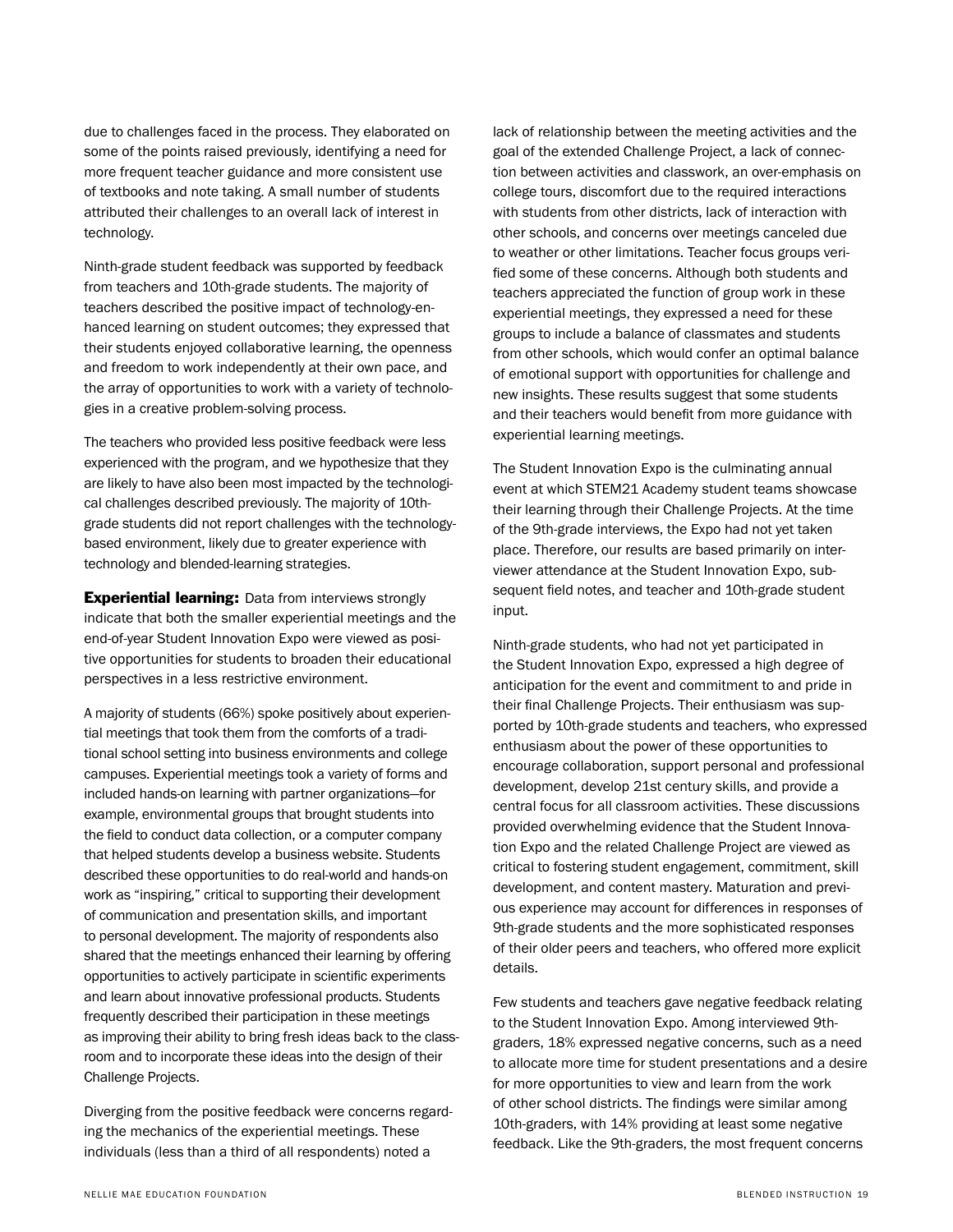due to challenges faced in the process. They elaborated on some of the points raised previously, identifying a need for more frequent teacher guidance and more consistent use of textbooks and note taking. A small number of students attributed their challenges to an overall lack of interest in technology.

Ninth-grade student feedback was supported by feedback from teachers and 10th-grade students. The majority of teachers described the positive impact of technology-enhanced learning on student outcomes; they expressed that their students enjoyed collaborative learning, the openness and freedom to work independently at their own pace, and the array of opportunities to work with a variety of technologies in a creative problem-solving process.

The teachers who provided less positive feedback were less experienced with the program, and we hypothesize that they are likely to have also been most impacted by the technological challenges described previously. The majority of 10th-grade students did not report challenges with the technology-based environment, likely due to greater experience with technology and blended-learning strategies.

**Experiential learning:** Data from interviews strongly indicate that both the smaller experiential meetings and the end-of-year Student Innovation Expo were viewed as positive opportunities for students to broaden their educational perspectives in a less restrictive environment.

A majority of students (66%) spoke positively about experiential meetings that took them from the comforts of a traditional school setting into business environments and college campuses. Experiential meetings took a variety of forms and included hands-on learning with partner organizations—for example, environmental groups that brought students into the field to conduct data collection, or a computer company that helped students develop a business website. Students described these opportunities to do real-world and hands-on work as "inspiring," critical to supporting their development of communication and presentation skills, and important to personal development. The majority of respondents also shared that the meetings enhanced their learning by offering opportunities to actively participate in scientific experiments and learn about innovative professional products. Students frequently described their participation in these meetings as improving their ability to bring fresh ideas back to the classroom and to incorporate these ideas into the design of their Challenge Projects.

Diverging from the positive feedback were concerns regarding the mechanics of the experiential meetings. These individuals (less than a third of all respondents) noted a lack of relationship between the meeting activities and the goal of the extended Challenge Project, a lack of connection between activities and classwork, an over-emphasis on college tours, discomfort due to the required interactions with students from other districts, lack of interaction with other schools, and concerns over meetings canceled due to weather or other limitations. Teacher focus groups verified some of these concerns. Although both students and teachers appreciated the function of group work in these experiential meetings, they expressed a need for these groups to include a balance of classmates and students from other schools, which would confer an optimal balance of emotional support with opportunities for challenge and new insights. These results suggest that some students and their teachers would benefit from more guidance with experiential learning meetings.

The Student Innovation Expo is the culminating annual event at which STEM21 Academy student teams showcase their learning through their Challenge Projects. At the time of the 9th-grade interviews, the Expo had not yet taken place. Therefore, our results are based primarily on interviewer attendance at the Student Innovation Expo, subsequent field notes, and teacher and 10th-grade student input.

Ninth-grade students, who had not yet participated in the Student Innovation Expo, expressed a high degree of anticipation for the event and commitment to and pride in their final Challenge Projects. Their enthusiasm was supported by 10th-grade students and teachers, who expressed enthusiasm about the power of these opportunities to encourage collaboration, support personal and professional development, develop 21st century skills, and provide a central focus for all classroom activities. These discussions provided overwhelming evidence that the Student Innovation Expo and the related Challenge Project are viewed as critical to fostering student engagement, commitment, skill development, and content mastery. Maturation and previous experience may account for differences in responses of 9th-grade students and the more sophisticated responses of their older peers and teachers, who offered more explicit details.

Few students and teachers gave negative feedback relating to the Student Innovation Expo. Among interviewed 9th-graders, 18% expressed negative concerns, such as a need to allocate more time for student presentations and a desire for more opportunities to view and learn from the work of other school districts. The findings were similar among 10th-graders, with 14% providing at least some negative feedback. Like the 9th-graders, the most frequent concerns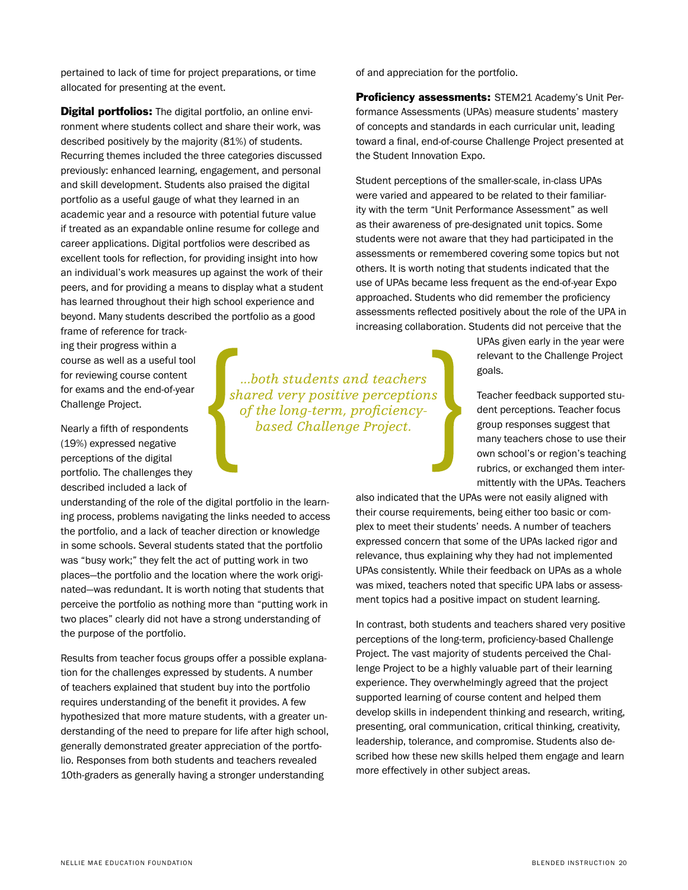pertained to lack of time for project preparations, or time allocated for presenting at the event.

**Digital portfolios:** The digital portfolio, an online environment where students collect and share their work, was described positively by the majority (81%) of students. Recurring themes included the three categories discussed previously: enhanced learning, engagement, and personal and skill development. Students also praised the digital portfolio as a useful gauge of what they learned in an academic year and a resource with potential future value if treated as an expandable online resume for college and career applications. Digital portfolios were described as excellent tools for reflection, for providing insight into how an individual's work measures up against the work of their peers, and for providing a means to display what a student has learned throughout their high school experience and beyond. Many students described the portfolio as a good frame of reference for tracking their progress within a course as well as a useful tool for reviewing course content for exams and the end-of-year Challenge Project.

Nearly a fifth of respondents (19%) expressed negative perceptions of the digital portfolio. The challenges they described included a lack of understanding of the role of the digital portfolio in the learning process, problems navigating the links needed to access the portfolio, and a lack of teacher direction or knowledge in some schools. Several students stated that the portfolio was "busy work;" they felt the act of putting work in two places—the portfolio and the location where the work originated—was redundant. It is worth noting that students that perceive the portfolio as nothing more than "putting work in two places" clearly did not have a strong understanding of the purpose of the portfolio.

Results from teacher focus groups offer a possible explanation for the challenges expressed by students. A number of teachers explained that student buy into the portfolio requires understanding of the benefit it provides. A few hypothesized that more mature students, with a greater understanding of the need to prepare for life after high school, generally demonstrated greater appreciation of the portfolio. Responses from both students and teachers revealed 10th-graders as generally having a stronger understanding of and appreciation for the portfolio.

**Proficiency assessments:** STEM21 Academy's Unit Performance Assessments (UPAs) measure students' mastery of concepts and standards in each curricular unit, leading toward a final, end-of-course Challenge Project presented at the Student Innovation Expo.

Student perceptions of the smaller-scale, in-class UPAs were varied and appeared to be related to their familiarity with the term "Unit Performance Assessment" as well as their awareness of pre-designated unit topics. Some students were not aware that they had participated in the assessments or remembered covering some topics but not others. It is worth noting that students indicated that the use of UPAs became less frequent as the end-of-year Expo approached. Students who did remember the proficiency assessments reflected positively about the role of the UPA in increasing collaboration. Students did not perceive that the UPAs given early in the year were relevant to the Challenge Project goals.

> *...both students and teachers shared very positive perceptions of the long-term, proficiency-based Challenge Project.*

Teacher feedback supported student perceptions. Teacher focus group responses suggest that many teachers chose to use their own school's or region's teaching rubrics, or exchanged them intermittently with the UPAs. Teachers also indicated that the UPAs were not easily aligned with their course requirements, being either too basic or complex to meet their students' needs. A number of teachers expressed concern that some of the UPAs lacked rigor and relevance, thus explaining why they had not implemented UPAs consistently. While their feedback on UPAs as a whole was mixed, teachers noted that specific UPA labs or assessment topics had a positive impact on student learning.

In contrast, both students and teachers shared very positive perceptions of the long-term, proficiency-based Challenge Project. The vast majority of students perceived the Challenge Project to be a highly valuable part of their learning experience. They overwhelmingly agreed that the project supported learning of course content and helped them develop skills in independent thinking and research, writing, presenting, oral communication, critical thinking, creativity, leadership, tolerance, and compromise. Students also described how these new skills helped them engage and learn more effectively in other subject areas.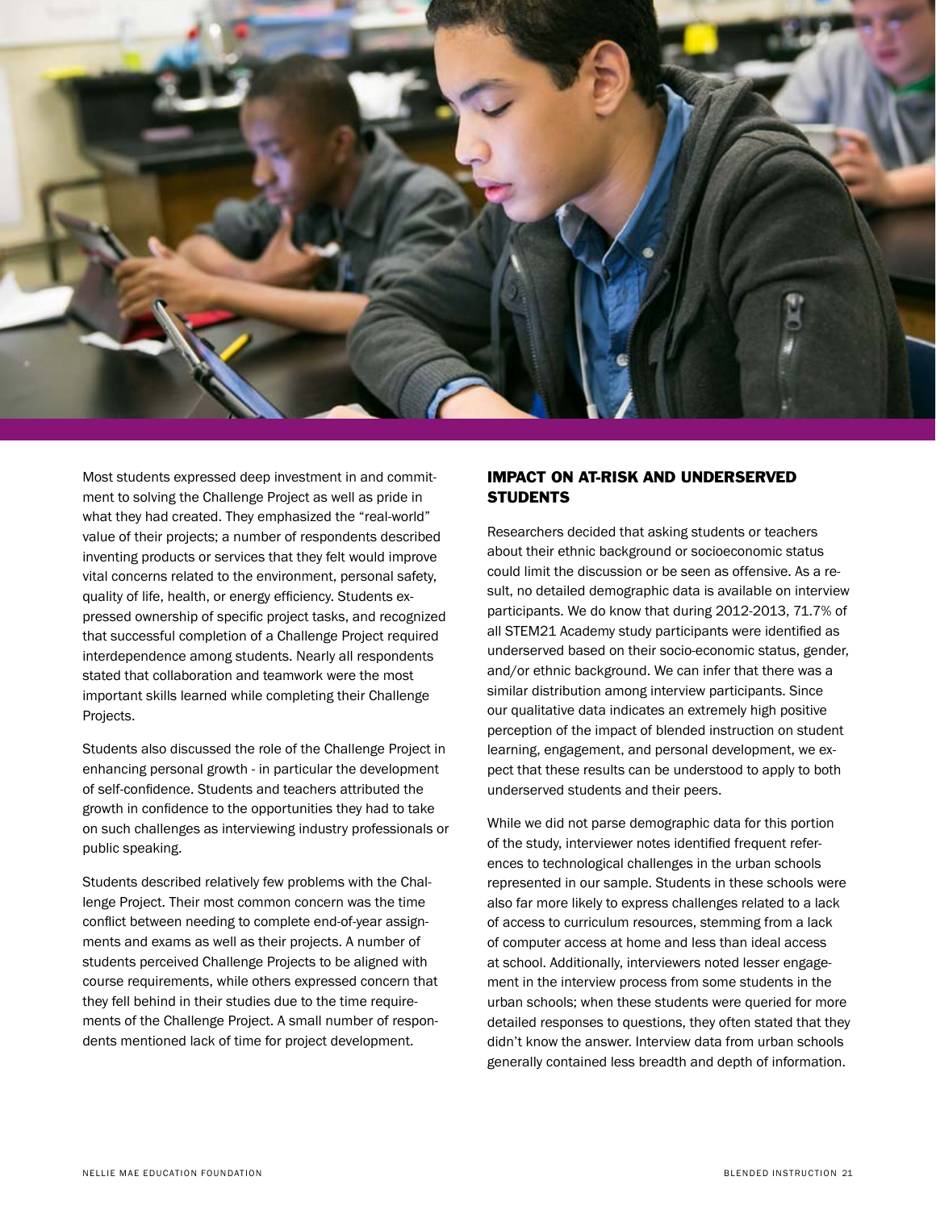Most students expressed deep investment in and commitment to solving the Challenge Project as well as pride in what they had created. They emphasized the "real-world" value of their projects; a number of respondents described inventing products or services that they felt would improve vital concerns related to the environment, personal safety, quality of life, health, or energy efficiency. Students expressed ownership of specific project tasks, and recognized that successful completion of a Challenge Project required interdependence among students. Nearly all respondents stated that collaboration and teamwork were the most important skills learned while completing their Challenge Projects.

Students also discussed the role of the Challenge Project in enhancing personal growth - in particular the development of self-confidence. Students and teachers attributed the growth in confidence to the opportunities they had to take on such challenges as interviewing industry professionals or public speaking.

Students described relatively few problems with the Challenge Project. Their most common concern was the time conflict between needing to complete end-of-year assignments and exams as well as their projects. A number of students perceived Challenge Projects to be aligned with course requirements, while others expressed concern that they fell behind in their studies due to the time requirements of the Challenge Project. A small number of respondents mentioned lack of time for project development.

## IMPACT ON AT-RISK AND UNDERSERVED STUDENTS

Researchers decided that asking students or teachers about their ethnic background or socioeconomic status could limit the discussion or be seen as offensive. As a result, no detailed demographic data is available on interview participants. We do know that during 2012-2013, 71.7% of all STEM21 Academy study participants were identified as underserved based on their socio-economic status, gender, and/or ethnic background. We can infer that there was a similar distribution among interview participants. Since our qualitative data indicates an extremely high positive perception of the impact of blended instruction on student learning, engagement, and personal development, we expect that these results can be understood to apply to both underserved students and their peers.

While we did not parse demographic data for this portion of the study, interviewer notes identified frequent references to technological challenges in the urban schools represented in our sample. Students in these schools were also far more likely to express challenges related to a lack of access to curriculum resources, stemming from a lack of computer access at home and less than ideal access at school. Additionally, interviewers noted lesser engagement in the interview process from some students in the urban schools; when these students were queried for more detailed responses to questions, they often stated that they didn't know the answer. Interview data from urban schools generally contained less breadth and depth of information.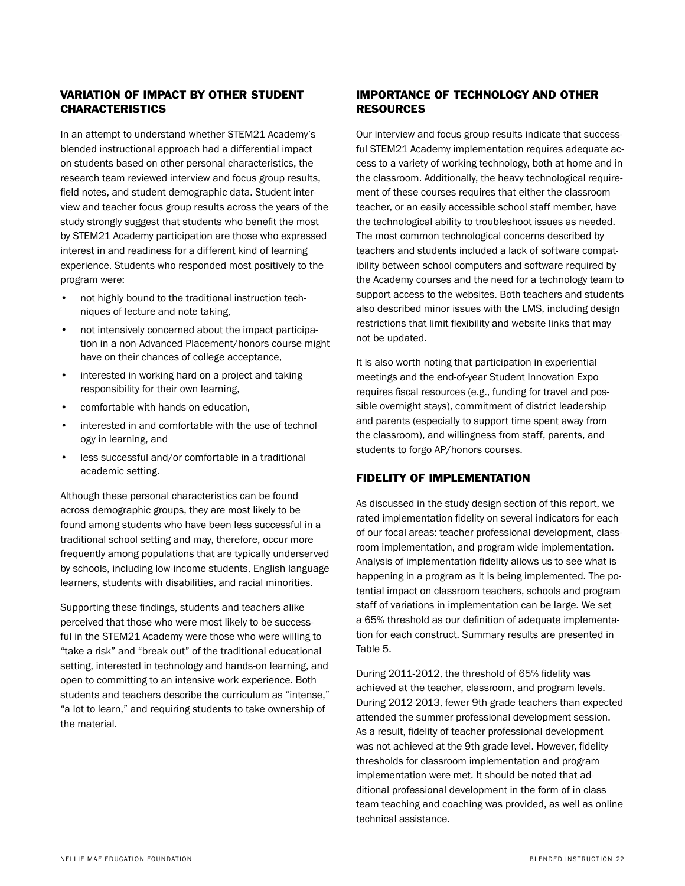## VARIATION OF IMPACT BY OTHER STUDENT CHARACTERISTICS

In an attempt to understand whether STEM21 Academy's blended instructional approach had a differential impact on students based on other personal characteristics, the research team reviewed interview and focus group results, field notes, and student demographic data. Student interview and teacher focus group results across the years of the study strongly suggest that students who benefit the most by STEM21 Academy participation are those who expressed interest in and readiness for a different kind of learning experience. Students who responded most positively to the program were:

- not highly bound to the traditional instruction techniques of lecture and note taking,
- not intensively concerned about the impact participation in a non-Advanced Placement/honors course might have on their chances of college acceptance,
- interested in working hard on a project and taking responsibility for their own learning,
- comfortable with hands-on education,
- interested in and comfortable with the use of technology in learning, and
- less successful and/or comfortable in a traditional academic setting.

Although these personal characteristics can be found across demographic groups, they are most likely to be found among students who have been less successful in a traditional school setting and may, therefore, occur more frequently among populations that are typically underserved by schools, including low-income students, English language learners, students with disabilities, and racial minorities.

Supporting these findings, students and teachers alike perceived that those who were most likely to be successful in the STEM21 Academy were those who were willing to "take a risk" and "break out" of the traditional educational setting, interested in technology and hands-on learning, and open to committing to an intensive work experience. Both students and teachers describe the curriculum as "intense," "a lot to learn," and requiring students to take ownership of the material.

## IMPORTANCE OF TECHNOLOGY AND OTHER RESOURCES

Our interview and focus group results indicate that successful STEM21 Academy implementation requires adequate access to a variety of working technology, both at home and in the classroom. Additionally, the heavy technological requirement of these courses requires that either the classroom teacher, or an easily accessible school staff member, have the technological ability to troubleshoot issues as needed. The most common technological concerns described by teachers and students included a lack of software compatibility between school computers and software required by the Academy courses and the need for a technology team to support access to the websites. Both teachers and students also described minor issues with the LMS, including design restrictions that limit flexibility and website links that may not be updated.

It is also worth noting that participation in experiential meetings and the end-of-year Student Innovation Expo requires fiscal resources (e.g., funding for travel and possible overnight stays), commitment of district leadership and parents (especially to support time spent away from the classroom), and willingness from staff, parents, and students to forgo AP/honors courses.

## FIDELITY OF IMPLEMENTATION

As discussed in the study design section of this report, we rated implementation fidelity on several indicators for each of our focal areas: teacher professional development, classroom implementation, and program-wide implementation. Analysis of implementation fidelity allows us to see what is happening in a program as it is being implemented. The potential impact on classroom teachers, schools and program staff of variations in implementation can be large. We set a 65% threshold as our definition of adequate implementation for each construct. Summary results are presented in Table 5.

During 2011-2012, the threshold of 65% fidelity was achieved at the teacher, classroom, and program levels. During 2012-2013, fewer 9th-grade teachers than expected attended the summer professional development session. As a result, fidelity of teacher professional development was not achieved at the 9th-grade level. However, fidelity thresholds for classroom implementation and program implementation were met. It should be noted that additional professional development in the form of in class team teaching and coaching was provided, as well as online technical assistance.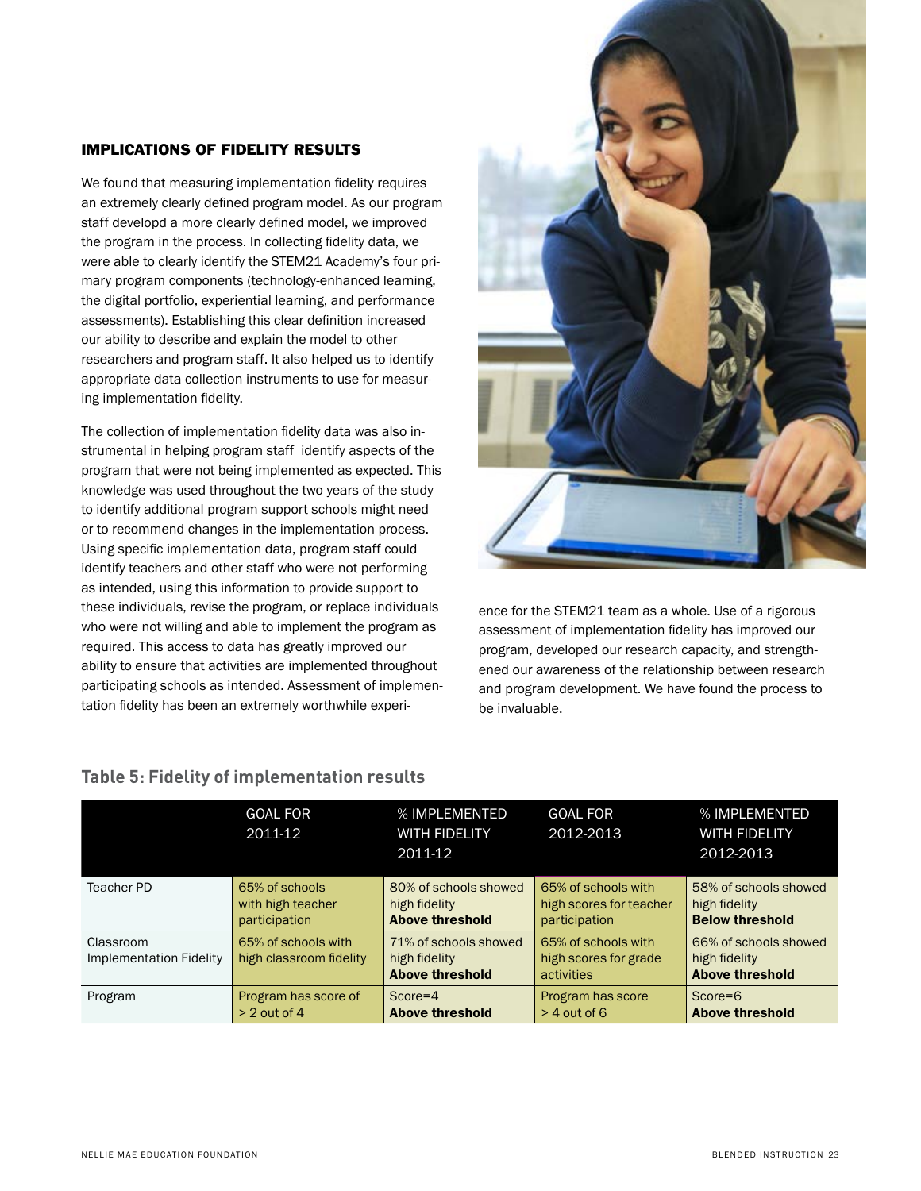### IMPLICATIONS OF FIDELITY RESULTS

We found that measuring implementation fidelity requires an extremely clearly defined program model. As our program staff developd a more clearly defined model, we improved the program in the process. In collecting fidelity data, we were able to clearly identify the STEM21 Academy's four primary program components (technology-enhanced learning, the digital portfolio, experiential learning, and performance assessments). Establishing this clear definition increased our ability to describe and explain the model to other researchers and program staff. It also helped us to identify appropriate data collection instruments to use for measuring implementation fidelity.

The collection of implementation fidelity data was also instrumental in helping program staff identify aspects of the program that were not being implemented as expected. This knowledge was used throughout the two years of the study to identify additional program support schools might need or to recommend changes in the implementation process. Using specific implementation data, program staff could identify teachers and other staff who were not performing as intended, using this information to provide support to these individuals, revise the program, or replace individuals who were not willing and able to implement the program as required. This access to data has greatly improved our ability to ensure that activities are implemented throughout participating schools as intended. Assessment of implementation fidelity has been an extremely worthwhile experience for the STEM21 team as a whole. Use of a rigorous assessment of implementation fidelity has improved our program, developed our research capacity, and strengthened our awareness of the relationship between research and program development. We have found the process to be invaluable.

## Table 5: Fidelity of implementation results

| | GOAL FOR 2011-12 | % IMPLEMENTED WITH FIDELITY 2011-12 | GOAL FOR 2012-2013 | % IMPLEMENTED WITH FIDELITY 2012-2013 |
|---|---|---|---|---|
| Teacher PD | 65% of schools with high teacher participation | 80% of schools showed high fidelity **Above threshold** | 65% of schools with high scores for teacher participation | 58% of schools showed high fidelity **Below threshold** |
| Classroom Implementation Fidelity | 65% of schools with high classroom fidelity | 71% of schools showed high fidelity **Above threshold** | 65% of schools with high scores for grade activities | 66% of schools showed high fidelity **Above threshold** |
| Program | Program has score of > 2 out of 4 | Score=4 **Above threshold** | Program has score > 4 out of 6 | Score=6 **Above threshold** |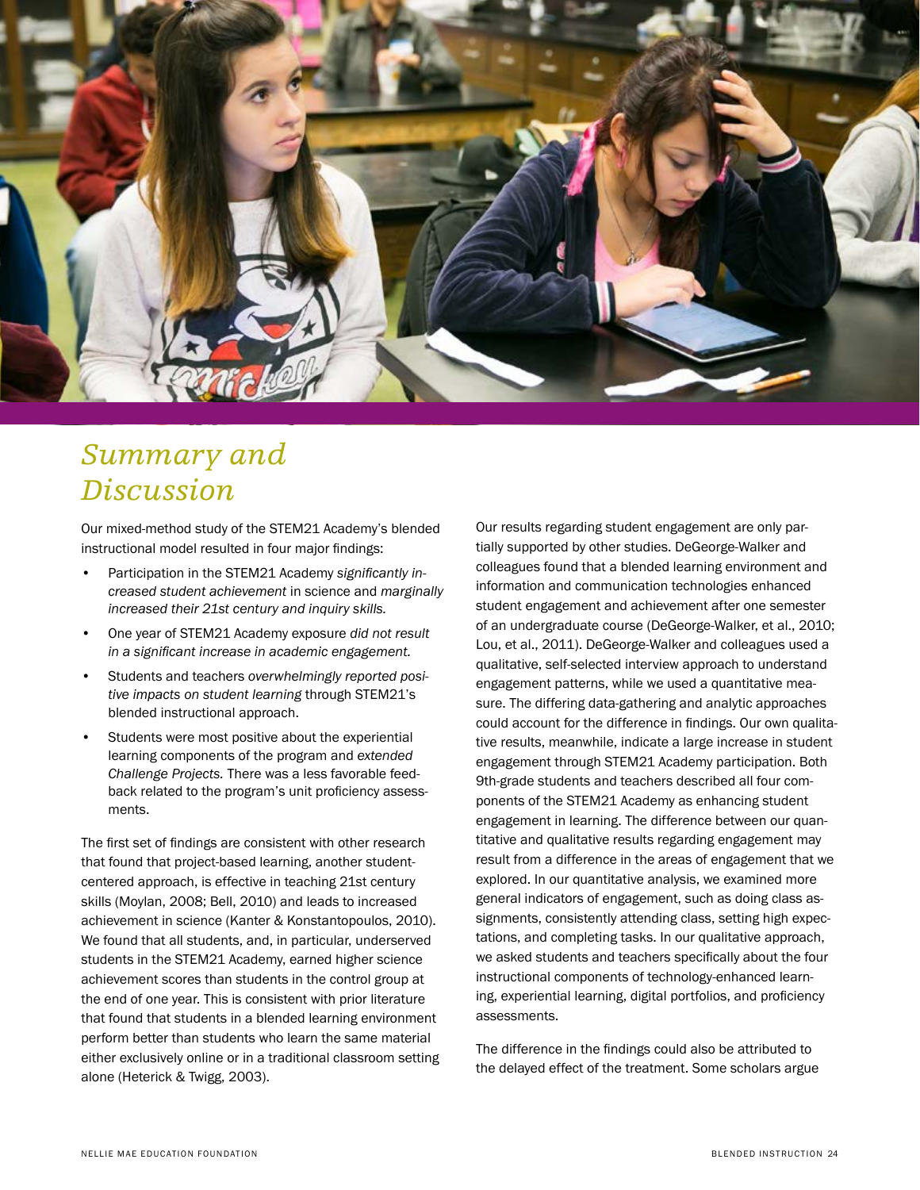## *Summary and Discussion*

Our mixed-method study of the STEM21 Academy's blended instructional model resulted in four major findings:

- Participation in the STEM21 Academy *significantly increased student achievement* in science and *marginally increased their 21st century and inquiry skills.*
- One year of STEM21 Academy exposure *did not result in a significant increase in academic engagement.*
- Students and teachers *overwhelmingly reported positive impacts on student learning* through STEM21's blended instructional approach.
- Students were most positive about the experiential learning components of the program and *extended Challenge Projects.* There was a less favorable feedback related to the program's unit proficiency assessments.

The first set of findings are consistent with other research that found that project-based learning, another student-centered approach, is effective in teaching 21st century skills (Moylan, 2008; Bell, 2010) and leads to increased achievement in science (Kanter & Konstantopoulos, 2010). We found that all students, and, in particular, underserved students in the STEM21 Academy, earned higher science achievement scores than students in the control group at the end of one year. This is consistent with prior literature that found that students in a blended learning environment perform better than students who learn the same material either exclusively online or in a traditional classroom setting alone (Heterick & Twigg, 2003).

Our results regarding student engagement are only partially supported by other studies. DeGeorge-Walker and colleagues found that a blended learning environment and information and communication technologies enhanced student engagement and achievement after one semester of an undergraduate course (DeGeorge-Walker, et al., 2010; Lou, et al., 2011). DeGeorge-Walker and colleagues used a qualitative, self-selected interview approach to understand engagement patterns, while we used a quantitative measure. The differing data-gathering and analytic approaches could account for the difference in findings. Our own qualitative results, meanwhile, indicate a large increase in student engagement through STEM21 Academy participation. Both 9th-grade students and teachers described all four components of the STEM21 Academy as enhancing student engagement in learning. The difference between our quantitative and qualitative results regarding engagement may result from a difference in the areas of engagement that we explored. In our quantitative analysis, we examined more general indicators of engagement, such as doing class assignments, consistently attending class, setting high expectations, and completing tasks. In our qualitative approach, we asked students and teachers specifically about the four instructional components of technology-enhanced learning, experiential learning, digital portfolios, and proficiency assessments.

The difference in the findings could also be attributed to the delayed effect of the treatment. Some scholars argue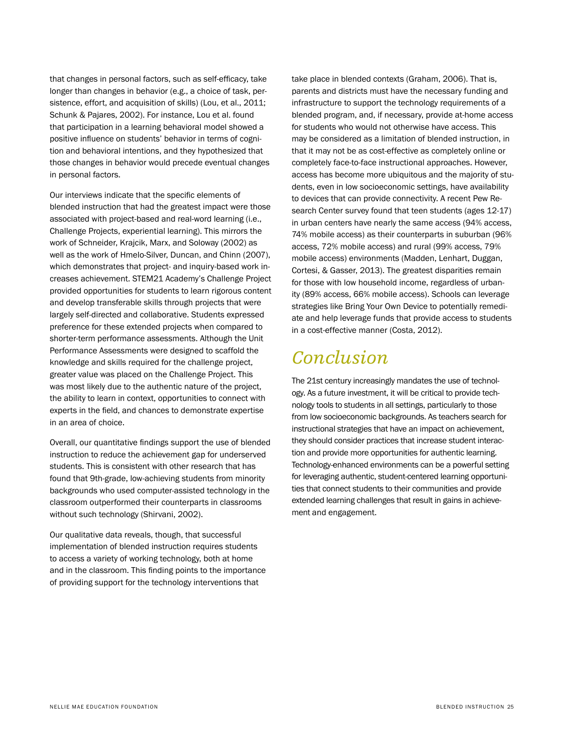that changes in personal factors, such as self-efficacy, take longer than changes in behavior (e.g., a choice of task, persistence, effort, and acquisition of skills) (Lou, et al., 2011; Schunk & Pajares, 2002). For instance, Lou et al. found that participation in a learning behavioral model showed a positive influence on students' behavior in terms of cognition and behavioral intentions, and they hypothesized that those changes in behavior would precede eventual changes in personal factors.

Our interviews indicate that the specific elements of blended instruction that had the greatest impact were those associated with project-based and real-word learning (i.e., Challenge Projects, experiential learning). This mirrors the work of Schneider, Krajcik, Marx, and Soloway (2002) as well as the work of Hmelo-Silver, Duncan, and Chinn (2007), which demonstrates that project- and inquiry-based work increases achievement. STEM21 Academy's Challenge Project provided opportunities for students to learn rigorous content and develop transferable skills through projects that were largely self-directed and collaborative. Students expressed preference for these extended projects when compared to shorter-term performance assessments. Although the Unit Performance Assessments were designed to scaffold the knowledge and skills required for the challenge project, greater value was placed on the Challenge Project. This was most likely due to the authentic nature of the project, the ability to learn in context, opportunities to connect with experts in the field, and chances to demonstrate expertise in an area of choice.

Overall, our quantitative findings support the use of blended instruction to reduce the achievement gap for underserved students. This is consistent with other research that has found that 9th-grade, low-achieving students from minority backgrounds who used computer-assisted technology in the classroom outperformed their counterparts in classrooms without such technology (Shirvani, 2002).

Our qualitative data reveals, though, that successful implementation of blended instruction requires students to access a variety of working technology, both at home and in the classroom. This finding points to the importance of providing support for the technology interventions that take place in blended contexts (Graham, 2006). That is, parents and districts must have the necessary funding and infrastructure to support the technology requirements of a blended program, and, if necessary, provide at-home access for students who would not otherwise have access. This may be considered as a limitation of blended instruction, in that it may not be as cost-effective as completely online or completely face-to-face instructional approaches. However, access has become more ubiquitous and the majority of students, even in low socioeconomic settings, have availability to devices that can provide connectivity. A recent Pew Research Center survey found that teen students (ages 12-17) in urban centers have nearly the same access (94% access, 74% mobile access) as their counterparts in suburban (96% access, 72% mobile access) and rural (99% access, 79% mobile access) environments (Madden, Lenhart, Duggan, Cortesi, & Gasser, 2013). The greatest disparities remain for those with low household income, regardless of urbanity (89% access, 66% mobile access). Schools can leverage strategies like Bring Your Own Device to potentially remediate and help leverage funds that provide access to students in a cost-effective manner (Costa, 2012).

# *Conclusion*

The 21st century increasingly mandates the use of technology. As a future investment, it will be critical to provide technology tools to students in all settings, particularly to those from low socioeconomic backgrounds. As teachers search for instructional strategies that have an impact on achievement, they should consider practices that increase student interaction and provide more opportunities for authentic learning. Technology-enhanced environments can be a powerful setting for leveraging authentic, student-centered learning opportunities that connect students to their communities and provide extended learning challenges that result in gains in achievement and engagement.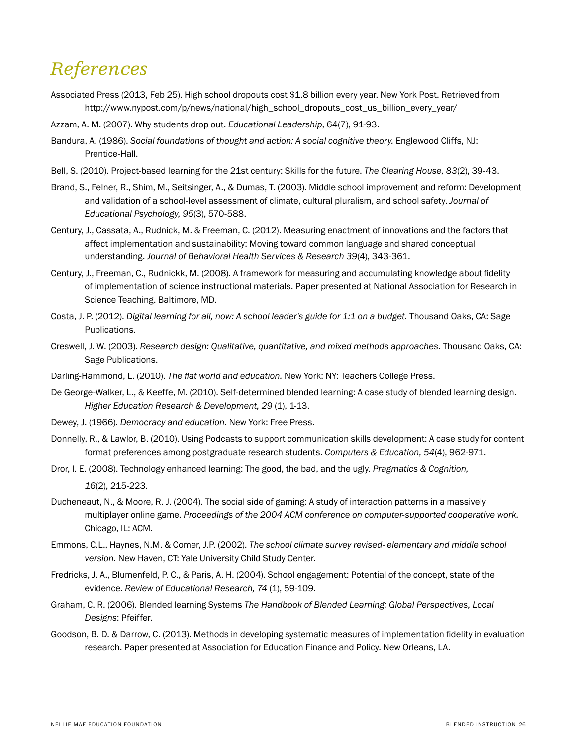# References

Associated Press (2013, Feb 25). High school dropouts cost $1.8 billion every year. New York Post. Retrieved from http://www.nypost.com/p/news/national/high_school_dropouts_cost_us_billion_every_year/

Azzam, A. M. (2007). Why students drop out. *Educational Leadership*, 64(7), 91-93.

Bandura, A. (1986). *Social foundations of thought and action: A social cognitive theory.* Englewood Cliffs, NJ: Prentice-Hall.

Bell, S. (2010). Project-based learning for the 21st century: Skills for the future. *The Clearing House, 83*(2), 39-43.

Brand, S., Felner, R., Shim, M., Seitsinger, A., & Dumas, T. (2003). Middle school improvement and reform: Development and validation of a school-level assessment of climate, cultural pluralism, and school safety. *Journal of Educational Psychology, 95*(3), 570-588.

Century, J., Cassata, A., Rudnick, M. & Freeman, C. (2012). Measuring enactment of innovations and the factors that affect implementation and sustainability: Moving toward common language and shared conceptual understanding. *Journal of Behavioral Health Services & Research 39*(4), 343-361.

Century, J., Freeman, C., Rudnickk, M. (2008). A framework for measuring and accumulating knowledge about fidelity of implementation of science instructional materials. Paper presented at National Association for Research in Science Teaching. Baltimore, MD.

Costa, J. P. (2012). *Digital learning for all, now: A school leader's guide for 1:1 on a budget.* Thousand Oaks, CA: Sage Publications.

Creswell, J. W. (2003). *Research design: Qualitative, quantitative, and mixed methods approaches.* Thousand Oaks, CA: Sage Publications.

Darling-Hammond, L. (2010). *The flat world and education.* New York: NY: Teachers College Press.

De George-Walker, L., & Keeffe, M. (2010). Self-determined blended learning: A case study of blended learning design. *Higher Education Research & Development, 29* (1), 1-13.

Dewey, J. (1966). *Democracy and education.* New York: Free Press.

Donnelly, R., & Lawlor, B. (2010). Using Podcasts to support communication skills development: A case study for content format preferences among postgraduate research students. *Computers & Education, 54*(4), 962-971.

Dror, I. E. (2008). Technology enhanced learning: The good, the bad, and the ugly. *Pragmatics & Cognition, 16*(2), 215-223.

Ducheneaut, N., & Moore, R. J. (2004). The social side of gaming: A study of interaction patterns in a massively multiplayer online game. *Proceedings of the 2004 ACM conference on computer-supported cooperative work.* Chicago, IL: ACM.

Emmons, C.L., Haynes, N.M. & Comer, J.P. (2002). *The school climate survey revised- elementary and middle school version.* New Haven, CT: Yale University Child Study Center.

Fredricks, J. A., Blumenfeld, P. C., & Paris, A. H. (2004). School engagement: Potential of the concept, state of the evidence. *Review of Educational Research, 74* (1), 59-109.

Graham, C. R. (2006). Blended learning Systems *The Handbook of Blended Learning: Global Perspectives, Local Designs*: Pfeiffer.

Goodson, B. D. & Darrow, C. (2013). Methods in developing systematic measures of implementation fidelity in evaluation research. Paper presented at Association for Education Finance and Policy. New Orleans, LA.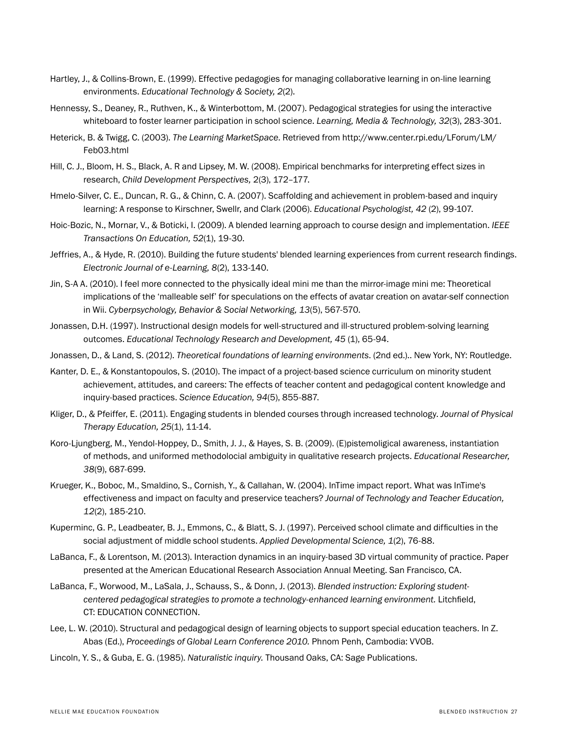Hartley, J., & Collins-Brown, E. (1999). Effective pedagogies for managing collaborative learning in on-line learning environments. *Educational Technology & Society, 2*(2).

Hennessy, S., Deaney, R., Ruthven, K., & Winterbottom, M. (2007). Pedagogical strategies for using the interactive whiteboard to foster learner participation in school science. *Learning, Media & Technology, 32*(3), 283-301.

Heterick, B. & Twigg, C. (2003). *The Learning MarketSpace*. Retrieved from http://www.center.rpi.edu/LForum/LM/Feb03.html

Hill, C. J., Bloom, H. S., Black, A. R and Lipsey, M. W. (2008). Empirical benchmarks for interpreting effect sizes in research, *Child Development Perspectives, 2*(3), 172–177.

Hmelo-Silver, C. E., Duncan, R. G., & Chinn, C. A. (2007). Scaffolding and achievement in problem-based and inquiry learning: A response to Kirschner, Swellr, and Clark (2006). *Educational Psychologist, 42* (2), 99-107.

Hoic-Bozic, N., Mornar, V., & Boticki, I. (2009). A blended learning approach to course design and implementation. *IEEE Transactions On Education, 52*(1), 19-30.

Jeffries, A., & Hyde, R. (2010). Building the future students' blended learning experiences from current research findings. *Electronic Journal of e-Learning, 8*(2), 133-140.

Jin, S-A A. (2010). I feel more connected to the physically ideal mini me than the mirror-image mini me: Theoretical implications of the 'malleable self' for speculations on the effects of avatar creation on avatar-self connection in Wii. *Cyberpsychology, Behavior & Social Networking, 13*(5), 567-570.

Jonassen, D.H. (1997). Instructional design models for well-structured and ill-structured problem-solving learning outcomes. *Educational Technology Research and Development, 45* (1), 65-94.

Jonassen, D., & Land, S. (2012). *Theoretical foundations of learning environments*. (2nd ed.).. New York, NY: Routledge.

Kanter, D. E., & Konstantopoulos, S. (2010). The impact of a project-based science curriculum on minority student achievement, attitudes, and careers: The effects of teacher content and pedagogical content knowledge and inquiry-based practices. *Science Education, 94*(5), 855-887.

Kliger, D., & Pfeiffer, E. (2011). Engaging students in blended courses through increased technology. *Journal of Physical Therapy Education, 25*(1), 11-14.

Koro-Ljungberg, M., Yendol-Hoppey, D., Smith, J. J., & Hayes, S. B. (2009). (E)pistemoligical awareness, instantiation of methods, and uniformed methodolocial ambiguity in qualitative research projects. *Educational Researcher, 38*(9), 687-699.

Krueger, K., Boboc, M., Smaldino, S., Cornish, Y., & Callahan, W. (2004). InTime impact report. What was InTime's effectiveness and impact on faculty and preservice teachers? *Journal of Technology and Teacher Education, 12*(2), 185-210.

Kuperminc, G. P., Leadbeater, B. J., Emmons, C., & Blatt, S. J. (1997). Perceived school climate and difficulties in the social adjustment of middle school students. *Applied Developmental Science, 1*(2), 76-88.

LaBanca, F., & Lorentson, M. (2013). Interaction dynamics in an inquiry-based 3D virtual community of practice. Paper presented at the American Educational Research Association Annual Meeting. San Francisco, CA.

LaBanca, F., Worwood, M., LaSala, J., Schauss, S., & Donn, J. (2013). *Blended instruction: Exploring student-centered pedagogical strategies to promote a technology-enhanced learning environment.* Litchfield, CT: EDUCATION CONNECTION.

Lee, L. W. (2010). Structural and pedagogical design of learning objects to support special education teachers. In Z. Abas (Ed.), *Proceedings of Global Learn Conference 2010.* Phnom Penh, Cambodia: VVOB.

Lincoln, Y. S., & Guba, E. G. (1985). *Naturalistic inquiry.* Thousand Oaks, CA: Sage Publications.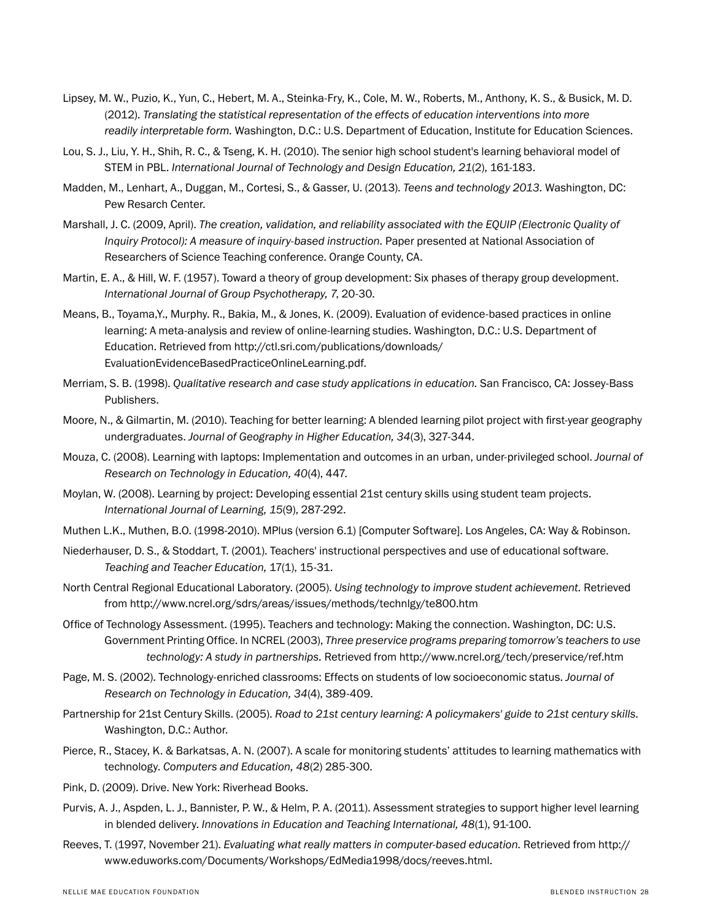Lipsey, M. W., Puzio, K., Yun, C., Hebert, M. A., Steinka-Fry, K., Cole, M. W., Roberts, M., Anthony, K. S., & Busick, M. D. (2012). *Translating the statistical representation of the effects of education interventions into more readily interpretable form.* Washington, D.C.: U.S. Department of Education, Institute for Education Sciences.

Lou, S. J., Liu, Y. H., Shih, R. C., & Tseng, K. H. (2010). The senior high school student's learning behavioral model of STEM in PBL. *International Journal of Technology and Design Education, 21*(2), 161-183.

Madden, M., Lenhart, A., Duggan, M., Cortesi, S., & Gasser, U. (2013). *Teens and technology 2013.* Washington, DC: Pew Resarch Center.

Marshall, J. C. (2009, April). *The creation, validation, and reliability associated with the EQUIP (Electronic Quality of Inquiry Protocol): A measure of inquiry-based instruction.* Paper presented at National Association of Researchers of Science Teaching conference. Orange County, CA.

Martin, E. A., & Hill, W. F. (1957). Toward a theory of group development: Six phases of therapy group development. *International Journal of Group Psychotherapy, 7*, 20-30.

Means, B., Toyama,Y., Murphy. R., Bakia, M., & Jones, K. (2009). Evaluation of evidence-based practices in online learning: A meta-analysis and review of online-learning studies. Washington, D.C.: U.S. Department of Education. Retrieved from http://ctl.sri.com/publications/downloads/EvaluationEvidenceBasedPracticeOnlineLearning.pdf.

Merriam, S. B. (1998). *Qualitative research and case study applications in education.* San Francisco, CA: Jossey-Bass Publishers.

Moore, N., & Gilmartin, M. (2010). Teaching for better learning: A blended learning pilot project with first-year geography undergraduates. *Journal of Geography in Higher Education, 34*(3), 327-344.

Mouza, C. (2008). Learning with laptops: Implementation and outcomes in an urban, under-privileged school. *Journal of Research on Technology in Education, 40*(4), 447.

Moylan, W. (2008). Learning by project: Developing essential 21st century skills using student team projects. *International Journal of Learning, 15*(9), 287-292.

Muthen L.K., Muthen, B.O. (1998-2010). MPlus (version 6.1) [Computer Software]. Los Angeles, CA: Way & Robinson.

Niederhauser, D. S., & Stoddart, T. (2001). Teachers' instructional perspectives and use of educational software. *Teaching and Teacher Education,* 17(1), 15-31.

North Central Regional Educational Laboratory. (2005). *Using technology to improve student achievement.* Retrieved from http://www.ncrel.org/sdrs/areas/issues/methods/technlgy/te800.htm

Office of Technology Assessment. (1995). Teachers and technology: Making the connection. Washington, DC: U.S. Government Printing Office. In NCREL (2003), *Three preservice programs preparing tomorrow's teachers to use technology: A study in partnerships.* Retrieved from http://www.ncrel.org/tech/preservice/ref.htm

Page, M. S. (2002). Technology-enriched classrooms: Effects on students of low socioeconomic status. *Journal of Research on Technology in Education, 34*(4), 389-409.

Partnership for 21st Century Skills. (2005). *Road to 21st century learning: A policymakers' guide to 21st century skills.* Washington, D.C.: Author.

Pierce, R., Stacey, K. & Barkatsas, A. N. (2007). A scale for monitoring students' attitudes to learning mathematics with technology. *Computers and Education, 48*(2) 285-300.

Pink, D. (2009). Drive. New York: Riverhead Books.

Purvis, A. J., Aspden, L. J., Bannister, P. W., & Helm, P. A. (2011). Assessment strategies to support higher level learning in blended delivery. *Innovations in Education and Teaching International, 48*(1), 91-100.

Reeves, T. (1997, November 21). *Evaluating what really matters in computer-based education.* Retrieved from http://www.eduworks.com/Documents/Workshops/EdMedia1998/docs/reeves.html.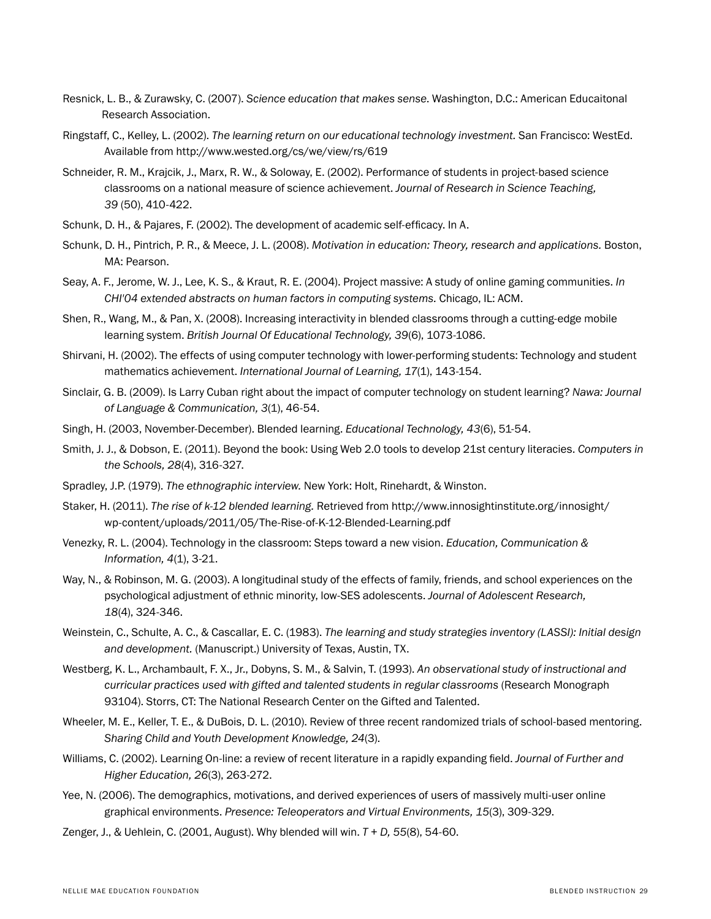Resnick, L. B., & Zurawsky, C. (2007). *Science education that makes sense*. Washington, D.C.: American Educaitonal Research Association.

Ringstaff, C., Kelley, L. (2002). *The learning return on our educational technology investment.* San Francisco: WestEd. Available from http://www.wested.org/cs/we/view/rs/619

Schneider, R. M., Krajcik, J., Marx, R. W., & Soloway, E. (2002). Performance of students in project-based science classrooms on a national measure of science achievement. *Journal of Research in Science Teaching, 39* (50), 410-422.

Schunk, D. H., & Pajares, F. (2002). The development of academic self-efficacy. In A.

Schunk, D. H., Pintrich, P. R., & Meece, J. L. (2008). *Motivation in education: Theory, research and applications.* Boston, MA: Pearson.

Seay, A. F., Jerome, W. J., Lee, K. S., & Kraut, R. E. (2004). Project massive: A study of online gaming communities. *In CHI'04 extended abstracts on human factors in computing systems.* Chicago, IL: ACM.

Shen, R., Wang, M., & Pan, X. (2008). Increasing interactivity in blended classrooms through a cutting-edge mobile learning system. *British Journal Of Educational Technology, 39*(6), 1073-1086.

Shirvani, H. (2002). The effects of using computer technology with lower-performing students: Technology and student mathematics achievement. *International Journal of Learning, 17*(1), 143-154.

Sinclair, G. B. (2009). Is Larry Cuban right about the impact of computer technology on student learning? *Nawa: Journal of Language & Communication, 3*(1), 46-54.

Singh, H. (2003, November-December). Blended learning. *Educational Technology, 43*(6), 51-54.

Smith, J. J., & Dobson, E. (2011). Beyond the book: Using Web 2.0 tools to develop 21st century literacies. *Computers in the Schools, 28*(4), 316-327.

Spradley, J.P. (1979). *The ethnographic interview.* New York: Holt, Rinehardt, & Winston.

Staker, H. (2011). *The rise of k-12 blended learning.* Retrieved from http://www.innosightinstitute.org/innosight/wp-content/uploads/2011/05/The-Rise-of-K-12-Blended-Learning.pdf

Venezky, R. L. (2004). Technology in the classroom: Steps toward a new vision. *Education, Communication & Information, 4*(1), 3-21.

Way, N., & Robinson, M. G. (2003). A longitudinal study of the effects of family, friends, and school experiences on the psychological adjustment of ethnic minority, low-SES adolescents. *Journal of Adolescent Research, 18*(4), 324-346.

Weinstein, C., Schulte, A. C., & Cascallar, E. C. (1983). *The learning and study strategies inventory (LASSI): Initial design and development.* (Manuscript.) University of Texas, Austin, TX.

Westberg, K. L., Archambault, F. X., Jr., Dobyns, S. M., & Salvin, T. (1993). *An observational study of instructional and curricular practices used with gifted and talented students in regular classrooms* (Research Monograph 93104). Storrs, CT: The National Research Center on the Gifted and Talented.

Wheeler, M. E., Keller, T. E., & DuBois, D. L. (2010). Review of three recent randomized trials of school-based mentoring. *Sharing Child and Youth Development Knowledge, 24*(3).

Williams, C. (2002). Learning On-line: a review of recent literature in a rapidly expanding field. *Journal of Further and Higher Education, 26*(3), 263-272.

Yee, N. (2006). The demographics, motivations, and derived experiences of users of massively multi-user online graphical environments. *Presence: Teleoperators and Virtual Environments, 15*(3), 309-329.

Zenger, J., & Uehlein, C. (2001, August). Why blended will win. *T + D, 55*(8), 54-60.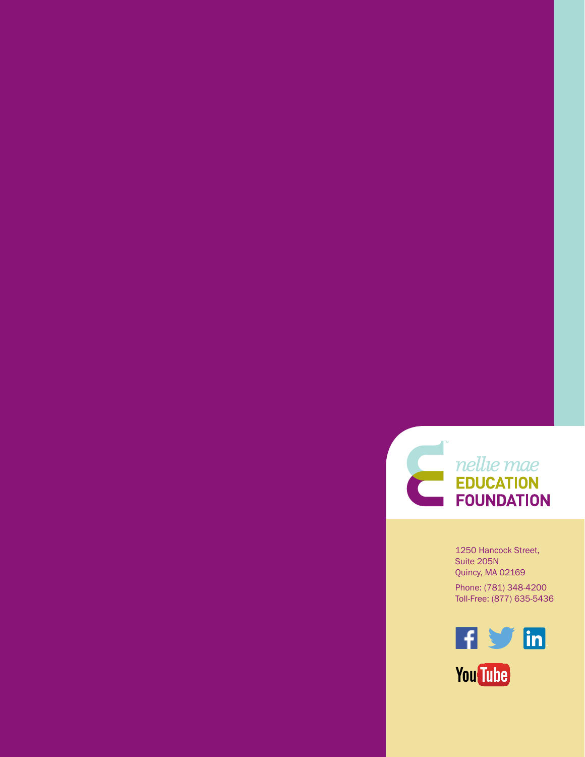nellie mae
EDUCATION
FOUNDATION

1250 Hancock Street,
Suite 205N
Quincy, MA 02169

Phone: (781) 348-4200
Toll-Free: (877) 635-5436